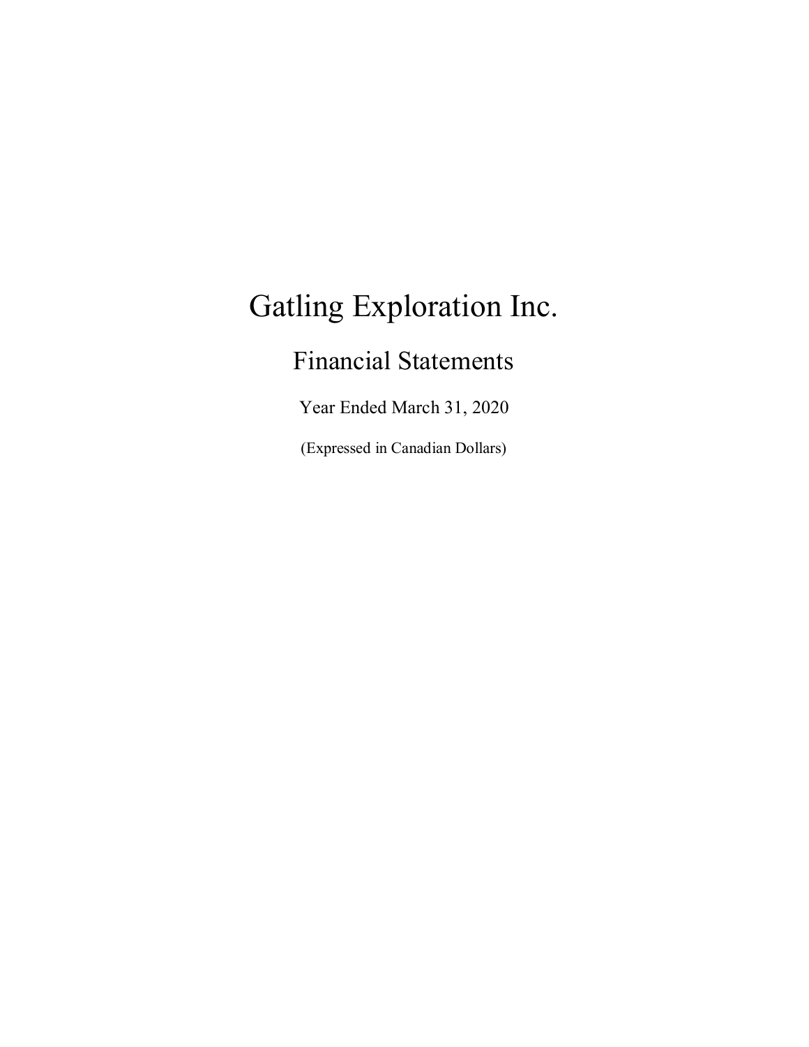# Gatling Exploration Inc.

## Financial Statements

Year Ended March 31, 2020

(Expressed in Canadian Dollars)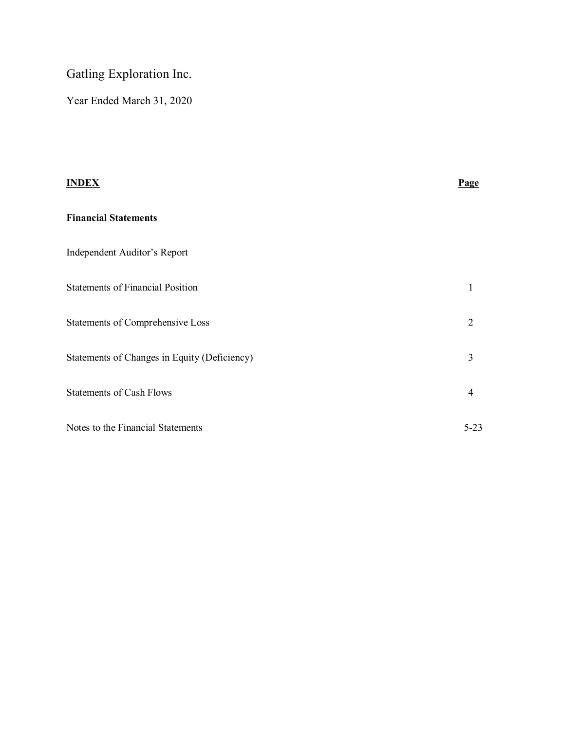# Gatling Exploration Inc.

Year Ended March 31, 2020

| **INDEX** | **Page** |
|---|---|
| **Financial Statements** | |
| Independent Auditor's Report | |
| Statements of Financial Position | 1 |
| Statements of Comprehensive Loss | 2 |
| Statements of Changes in Equity (Deficiency) | 3 |
| Statements of Cash Flows | 4 |
| Notes to the Financial Statements | 5-23 |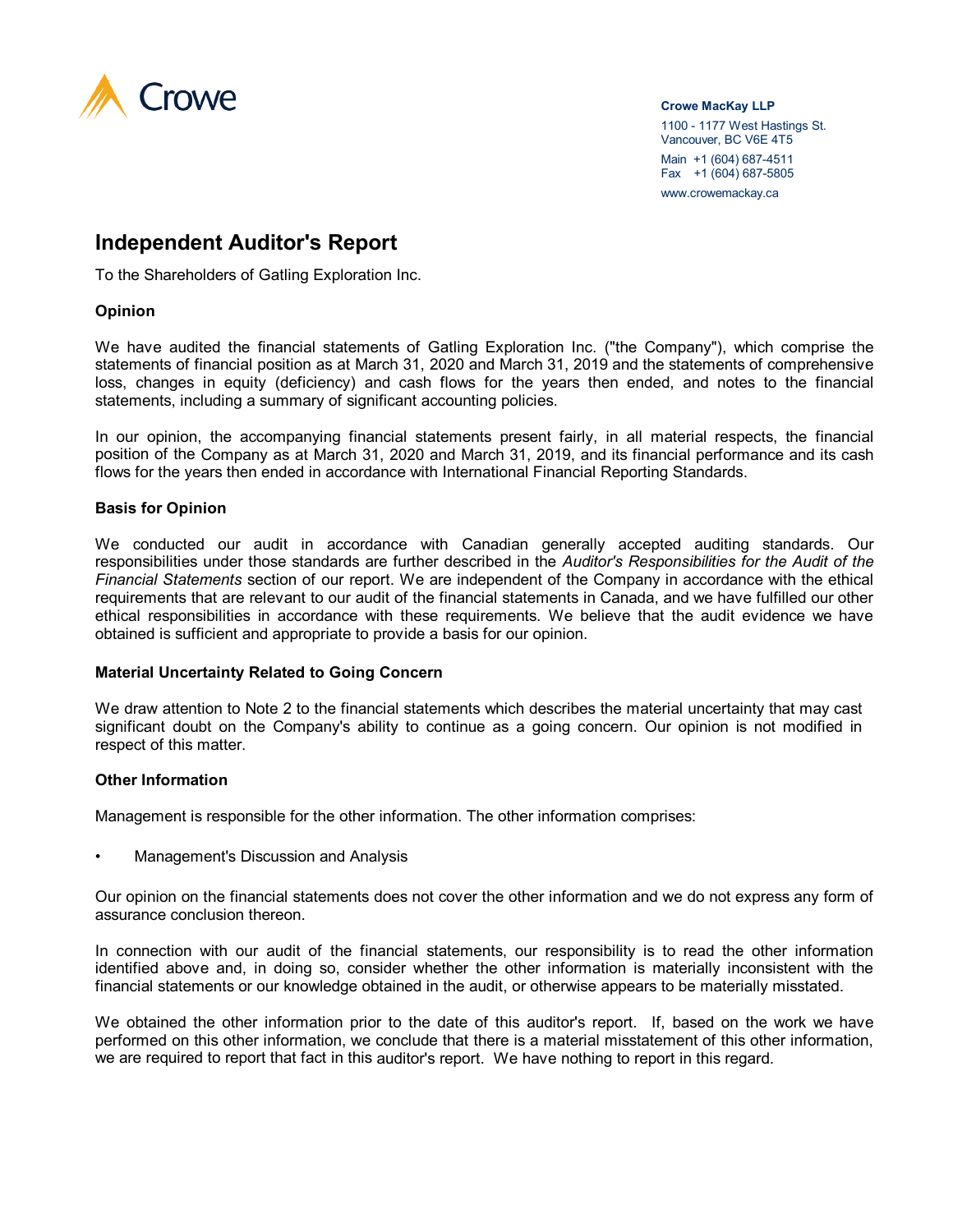Crowe

**Crowe MacKay LLP**
1100 - 1177 West Hastings St.
Vancouver, BC V6E 4T5
Main +1 (604) 687-4511
Fax +1 (604) 687-5805
www.crowemackay.ca

# Independent Auditor's Report

To the Shareholders of Gatling Exploration Inc.

### Opinion

We have audited the financial statements of Gatling Exploration Inc. ("the Company"), which comprise the statements of financial position as at March 31, 2020 and March 31, 2019 and the statements of comprehensive loss, changes in equity (deficiency) and cash flows for the years then ended, and notes to the financial statements, including a summary of significant accounting policies.

In our opinion, the accompanying financial statements present fairly, in all material respects, the financial position of the Company as at March 31, 2020 and March 31, 2019, and its financial performance and its cash flows for the years then ended in accordance with International Financial Reporting Standards.

### Basis for Opinion

We conducted our audit in accordance with Canadian generally accepted auditing standards. Our responsibilities under those standards are further described in the *Auditor's Responsibilities for the Audit of the Financial Statements* section of our report. We are independent of the Company in accordance with the ethical requirements that are relevant to our audit of the financial statements in Canada, and we have fulfilled our other ethical responsibilities in accordance with these requirements. We believe that the audit evidence we have obtained is sufficient and appropriate to provide a basis for our opinion.

### Material Uncertainty Related to Going Concern

We draw attention to Note 2 to the financial statements which describes the material uncertainty that may cast significant doubt on the Company's ability to continue as a going concern. Our opinion is not modified in respect of this matter.

### Other Information

Management is responsible for the other information. The other information comprises:

- Management's Discussion and Analysis

Our opinion on the financial statements does not cover the other information and we do not express any form of assurance conclusion thereon.

In connection with our audit of the financial statements, our responsibility is to read the other information identified above and, in doing so, consider whether the other information is materially inconsistent with the financial statements or our knowledge obtained in the audit, or otherwise appears to be materially misstated.

We obtained the other information prior to the date of this auditor's report. If, based on the work we have performed on this other information, we conclude that there is a material misstatement of this other information, we are required to report that fact in this auditor's report. We have nothing to report in this regard.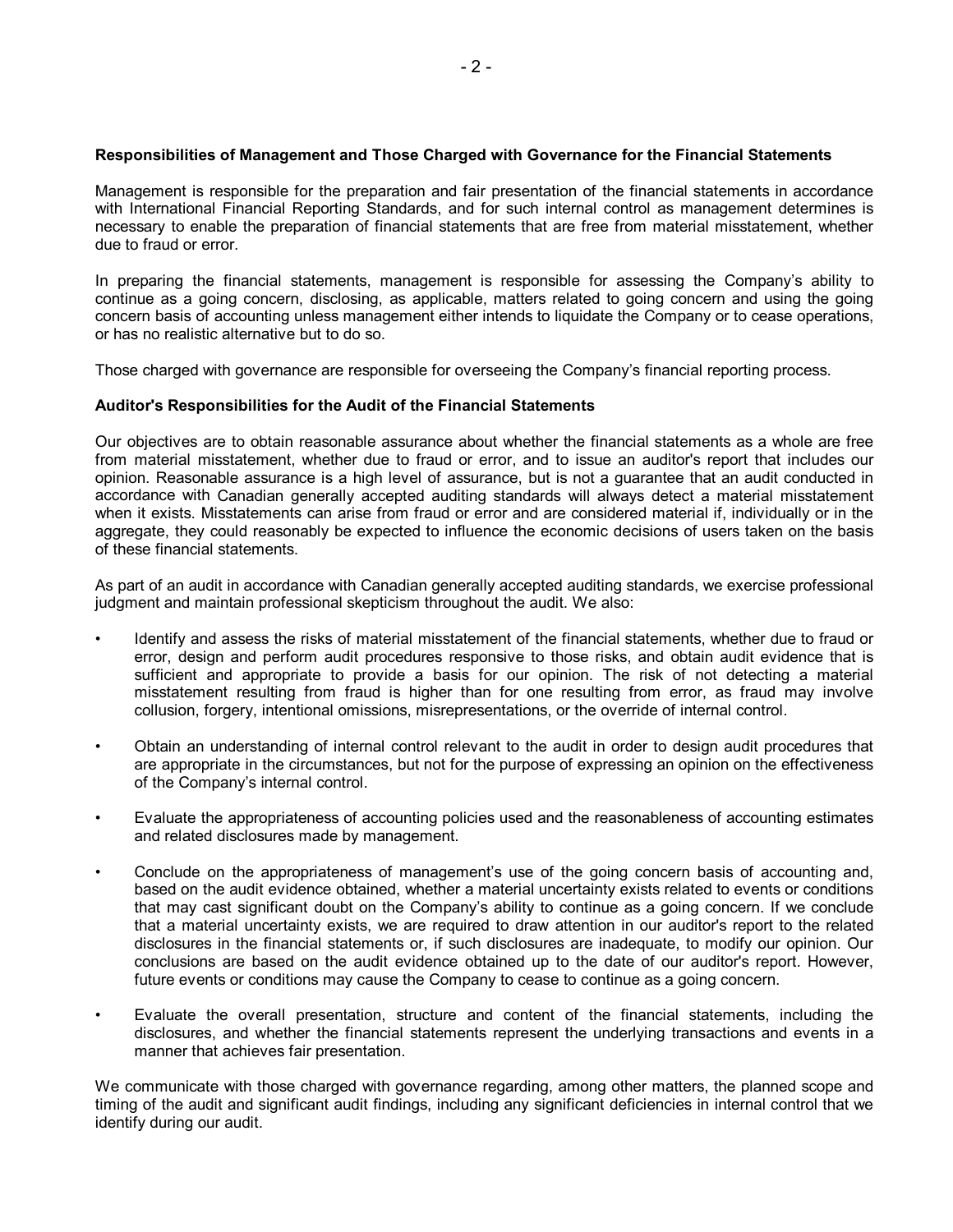**Responsibilities of Management and Those Charged with Governance for the Financial Statements**

Management is responsible for the preparation and fair presentation of the financial statements in accordance with International Financial Reporting Standards, and for such internal control as management determines is necessary to enable the preparation of financial statements that are free from material misstatement, whether due to fraud or error.

In preparing the financial statements, management is responsible for assessing the Company's ability to continue as a going concern, disclosing, as applicable, matters related to going concern and using the going concern basis of accounting unless management either intends to liquidate the Company or to cease operations, or has no realistic alternative but to do so.

Those charged with governance are responsible for overseeing the Company's financial reporting process.

**Auditor's Responsibilities for the Audit of the Financial Statements**

Our objectives are to obtain reasonable assurance about whether the financial statements as a whole are free from material misstatement, whether due to fraud or error, and to issue an auditor's report that includes our opinion. Reasonable assurance is a high level of assurance, but is not a guarantee that an audit conducted in accordance with Canadian generally accepted auditing standards will always detect a material misstatement when it exists. Misstatements can arise from fraud or error and are considered material if, individually or in the aggregate, they could reasonably be expected to influence the economic decisions of users taken on the basis of these financial statements.

As part of an audit in accordance with Canadian generally accepted auditing standards, we exercise professional judgment and maintain professional skepticism throughout the audit. We also:

- Identify and assess the risks of material misstatement of the financial statements, whether due to fraud or error, design and perform audit procedures responsive to those risks, and obtain audit evidence that is sufficient and appropriate to provide a basis for our opinion. The risk of not detecting a material misstatement resulting from fraud is higher than for one resulting from error, as fraud may involve collusion, forgery, intentional omissions, misrepresentations, or the override of internal control.

- Obtain an understanding of internal control relevant to the audit in order to design audit procedures that are appropriate in the circumstances, but not for the purpose of expressing an opinion on the effectiveness of the Company's internal control.

- Evaluate the appropriateness of accounting policies used and the reasonableness of accounting estimates and related disclosures made by management.

- Conclude on the appropriateness of management's use of the going concern basis of accounting and, based on the audit evidence obtained, whether a material uncertainty exists related to events or conditions that may cast significant doubt on the Company's ability to continue as a going concern. If we conclude that a material uncertainty exists, we are required to draw attention in our auditor's report to the related disclosures in the financial statements or, if such disclosures are inadequate, to modify our opinion. Our conclusions are based on the audit evidence obtained up to the date of our auditor's report. However, future events or conditions may cause the Company to cease to continue as a going concern.

- Evaluate the overall presentation, structure and content of the financial statements, including the disclosures, and whether the financial statements represent the underlying transactions and events in a manner that achieves fair presentation.

We communicate with those charged with governance regarding, among other matters, the planned scope and timing of the audit and significant audit findings, including any significant deficiencies in internal control that we identify during our audit.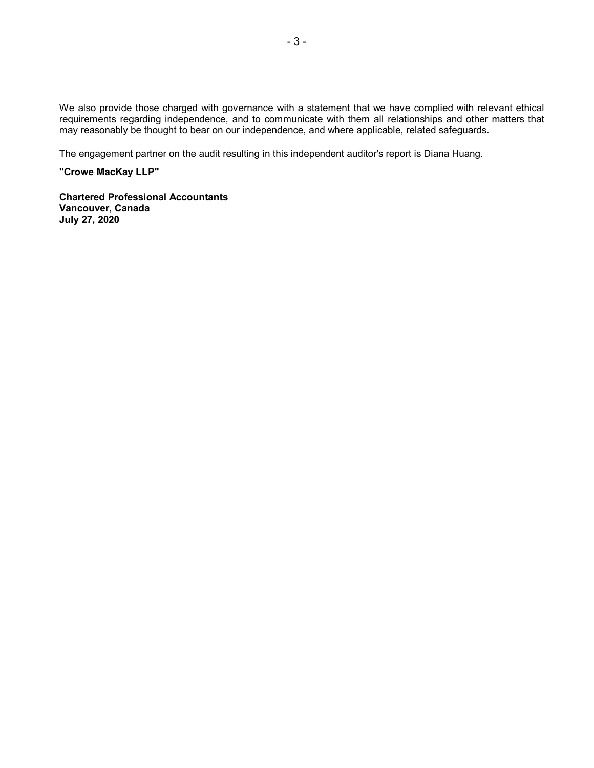We also provide those charged with governance with a statement that we have complied with relevant ethical requirements regarding independence, and to communicate with them all relationships and other matters that may reasonably be thought to bear on our independence, and where applicable, related safeguards.

The engagement partner on the audit resulting in this independent auditor's report is Diana Huang.

**"Crowe MacKay LLP"**

**Chartered Professional Accountants**
**Vancouver, Canada**
**July 27, 2020**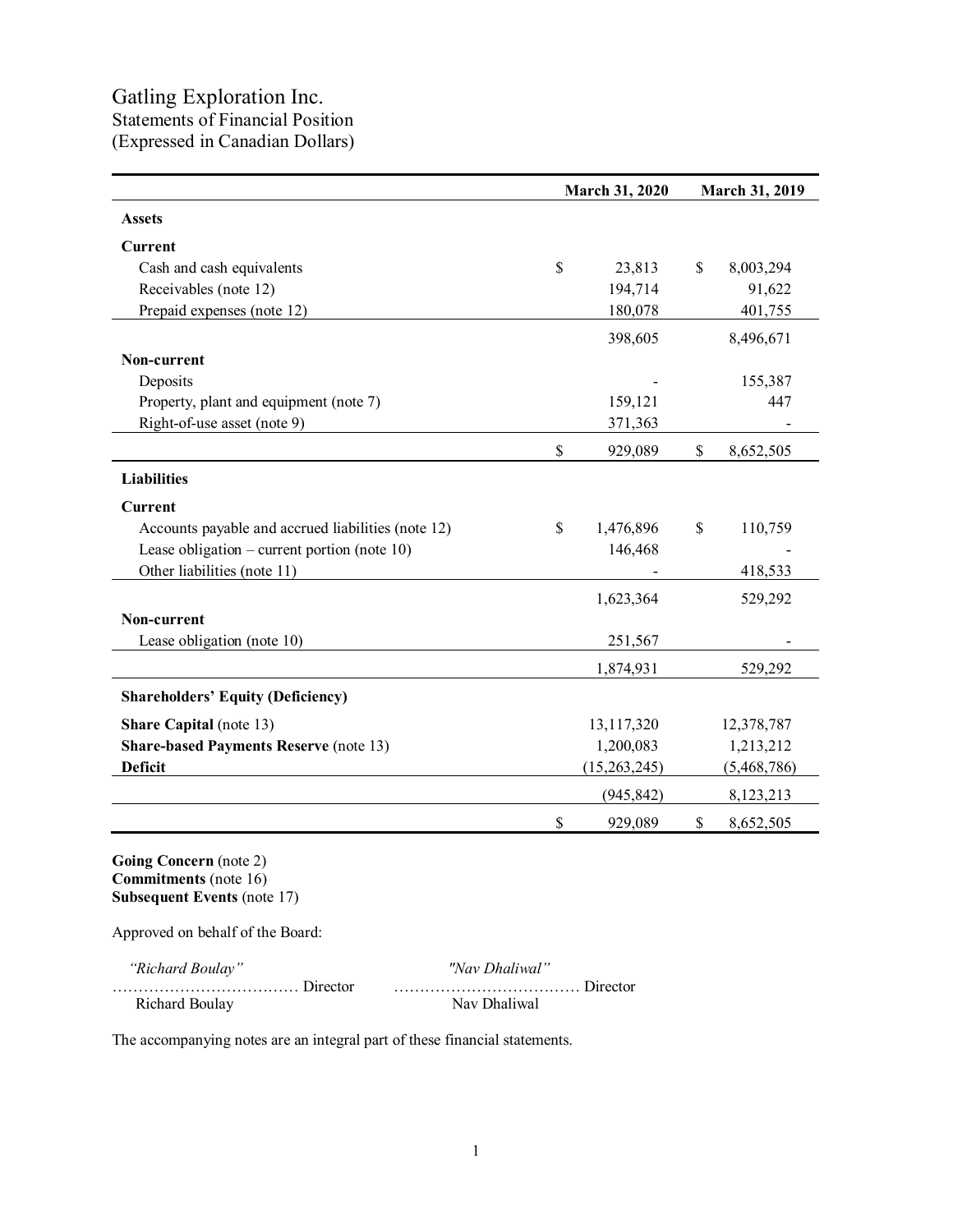# Gatling Exploration Inc.

## Statements of Financial Position

### (Expressed in Canadian Dollars)

| | March 31, 2020 | March 31, 2019 |
|---|---|---|
| **Assets** | | |
| **Current** | | |
| Cash and cash equivalents | $ 23,813 | $ 8,003,294 |
| Receivables (note 12) | 194,714 | 91,622 |
| Prepaid expenses (note 12) | 180,078 | 401,755 |
| | 398,605 | 8,496,671 |
| **Non-current** | | |
| Deposits | - | 155,387 |
| Property, plant and equipment (note 7) | 159,121 | 447 |
| Right-of-use asset (note 9) | 371,363 | - |
| | $ 929,089 | $ 8,652,505 |
| **Liabilities** | | |
| **Current** | | |
| Accounts payable and accrued liabilities (note 12) | $ 1,476,896 | $ 110,759 |
| Lease obligation – current portion (note 10) | 146,468 | - |
| Other liabilities (note 11) | - | 418,533 |
| | 1,623,364 | 529,292 |
| **Non-current** | | |
| Lease obligation (note 10) | 251,567 | - |
| | 1,874,931 | 529,292 |
| **Shareholders' Equity (Deficiency)** | | |
| **Share Capital** (note 13) | 13,117,320 | 12,378,787 |
| **Share-based Payments Reserve** (note 13) | 1,200,083 | 1,213,212 |
| **Deficit** | (15,263,245) | (5,468,786) |
| | (945,842) | 8,123,213 |
| | $ 929,089 | $ 8,652,505 |

**Going Concern** (note 2)
**Commitments** (note 16)
**Subsequent Events** (note 17)

Approved on behalf of the Board:

| *"Richard Boulay"* | *"Nav Dhaliwal"* |
|---|---|
| ……………………………… Director | ……………………………… Director |
| Richard Boulay | Nav Dhaliwal |

The accompanying notes are an integral part of these financial statements.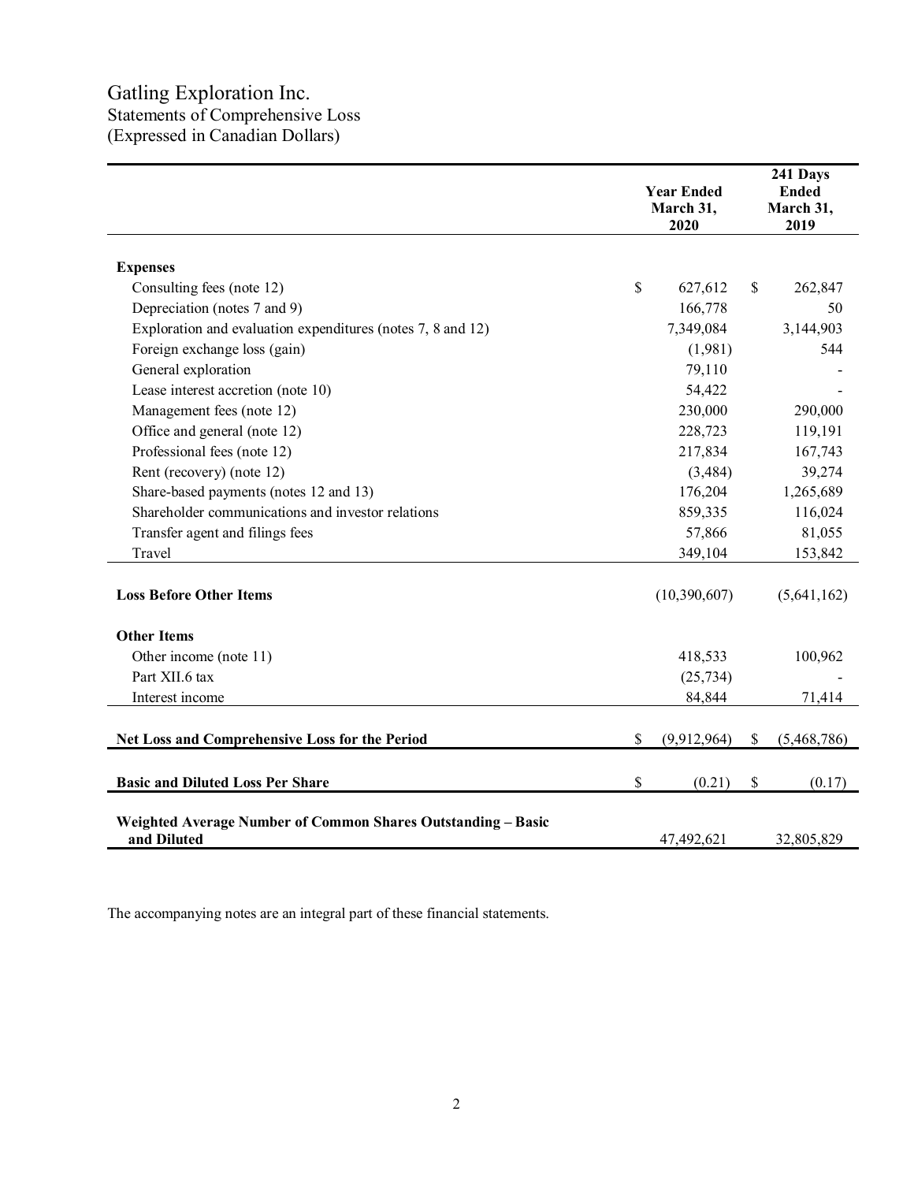# Gatling Exploration Inc.

Statements of Comprehensive Loss

(Expressed in Canadian Dollars)

| | Year Ended March 31, 2020 | 241 Days Ended March 31, 2019 |
|---|---|---|
| **Expenses** | | |
| Consulting fees (note 12) | $ 627,612 | $ 262,847 |
| Depreciation (notes 7 and 9) | 166,778 | 50 |
| Exploration and evaluation expenditures (notes 7, 8 and 12) | 7,349,084 | 3,144,903 |
| Foreign exchange loss (gain) | (1,981) | 544 |
| General exploration | 79,110 | - |
| Lease interest accretion (note 10) | 54,422 | - |
| Management fees (note 12) | 230,000 | 290,000 |
| Office and general (note 12) | 228,723 | 119,191 |
| Professional fees (note 12) | 217,834 | 167,743 |
| Rent (recovery) (note 12) | (3,484) | 39,274 |
| Share-based payments (notes 12 and 13) | 176,204 | 1,265,689 |
| Shareholder communications and investor relations | 859,335 | 116,024 |
| Transfer agent and filings fees | 57,866 | 81,055 |
| Travel | 349,104 | 153,842 |
| **Loss Before Other Items** | (10,390,607) | (5,641,162) |
| **Other Items** | | |
| Other income (note 11) | 418,533 | 100,962 |
| Part XII.6 tax | (25,734) | - |
| Interest income | 84,844 | 71,414 |
| **Net Loss and Comprehensive Loss for the Period** | $ (9,912,964) | $ (5,468,786) |
| **Basic and Diluted Loss Per Share** | $ (0.21) | $ (0.17) |
| **Weighted Average Number of Common Shares Outstanding – Basic and Diluted** | 47,492,621 | 32,805,829 |

The accompanying notes are an integral part of these financial statements.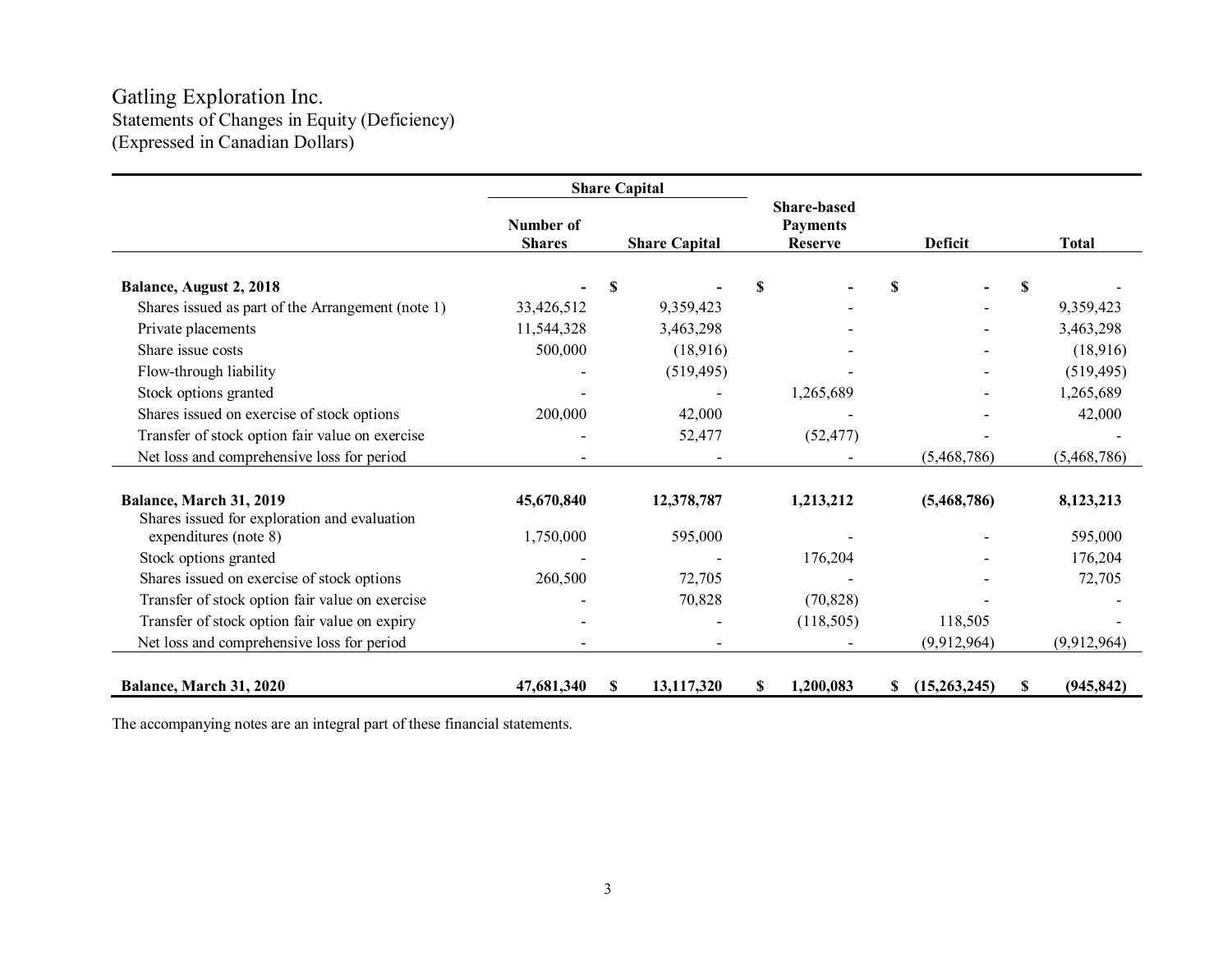# Gatling Exploration Inc.

## Statements of Changes in Equity (Deficiency)

(Expressed in Canadian Dollars)

| | Share Capital | | | | |
|---|---|---|---|---|---|
| | Number of Shares | Share Capital | Share-based Payments Reserve | Deficit | Total |
| **Balance, August 2, 2018** | **-** | **$ -** | **$ -** | **$ -** | **$ -** |
| Shares issued as part of the Arrangement (note 1) | 33,426,512 | 9,359,423 | - | - | 9,359,423 |
| Private placements | 11,544,328 | 3,463,298 | - | - | 3,463,298 |
| Share issue costs | 500,000 | (18,916) | - | - | (18,916) |
| Flow-through liability | - | (519,495) | - | - | (519,495) |
| Stock options granted | - | - | 1,265,689 | - | 1,265,689 |
| Shares issued on exercise of stock options | 200,000 | 42,000 | - | - | 42,000 |
| Transfer of stock option fair value on exercise | - | 52,477 | (52,477) | - | - |
| Net loss and comprehensive loss for period | - | - | - | (5,468,786) | (5,468,786) |
| **Balance, March 31, 2019** | **45,670,840** | **12,378,787** | **1,213,212** | **(5,468,786)** | **8,123,213** |
| Shares issued for exploration and evaluation expenditures (note 8) | 1,750,000 | 595,000 | - | - | 595,000 |
| Stock options granted | - | - | 176,204 | - | 176,204 |
| Shares issued on exercise of stock options | 260,500 | 72,705 | - | - | 72,705 |
| Transfer of stock option fair value on exercise | - | 70,828 | (70,828) | - | - |
| Transfer of stock option fair value on expiry | - | - | (118,505) | 118,505 | - |
| Net loss and comprehensive loss for period | - | - | - | (9,912,964) | (9,912,964) |
| **Balance, March 31, 2020** | **47,681,340** | **$ 13,117,320** | **$ 1,200,083** | **$ (15,263,245)** | **$ (945,842)** |

The accompanying notes are an integral part of these financial statements.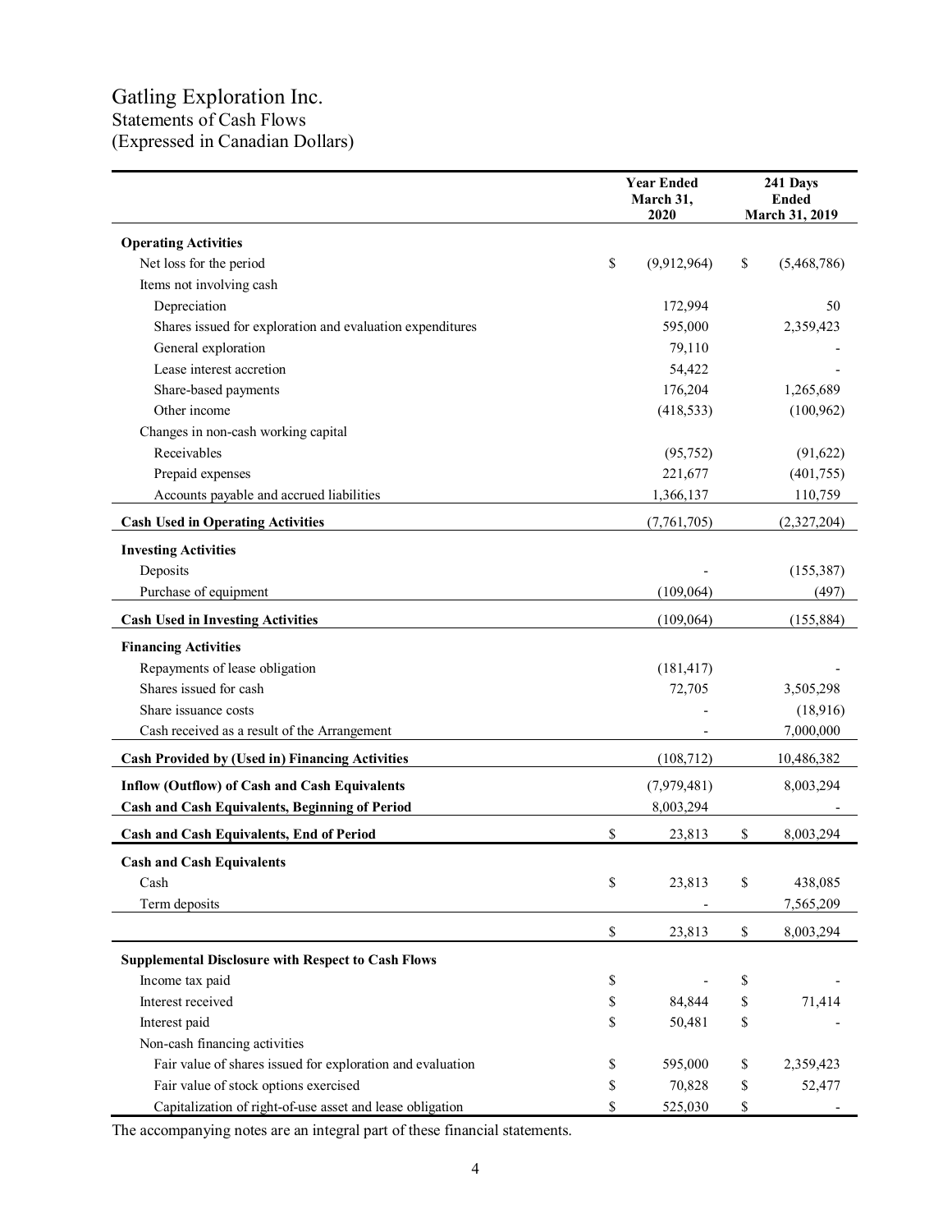# Gatling Exploration Inc.
## Statements of Cash Flows
## (Expressed in Canadian Dollars)

| | Year Ended March 31, 2020 | 241 Days Ended March 31, 2019 |
|---|---|---|
| **Operating Activities** | | |
| Net loss for the period | $ (9,912,964) | $ (5,468,786) |
| Items not involving cash | | |
| Depreciation | 172,994 | 50 |
| Shares issued for exploration and evaluation expenditures | 595,000 | 2,359,423 |
| General exploration | 79,110 | - |
| Lease interest accretion | 54,422 | - |
| Share-based payments | 176,204 | 1,265,689 |
| Other income | (418,533) | (100,962) |
| Changes in non-cash working capital | | |
| Receivables | (95,752) | (91,622) |
| Prepaid expenses | 221,677 | (401,755) |
| Accounts payable and accrued liabilities | 1,366,137 | 110,759 |
| **Cash Used in Operating Activities** | (7,761,705) | (2,327,204) |
| **Investing Activities** | | |
| Deposits | - | (155,387) |
| Purchase of equipment | (109,064) | (497) |
| **Cash Used in Investing Activities** | (109,064) | (155,884) |
| **Financing Activities** | | |
| Repayments of lease obligation | (181,417) | - |
| Shares issued for cash | 72,705 | 3,505,298 |
| Share issuance costs | - | (18,916) |
| Cash received as a result of the Arrangement | - | 7,000,000 |
| **Cash Provided by (Used in) Financing Activities** | (108,712) | 10,486,382 |
| **Inflow (Outflow) of Cash and Cash Equivalents** | (7,979,481) | 8,003,294 |
| **Cash and Cash Equivalents, Beginning of Period** | 8,003,294 | - |
| **Cash and Cash Equivalents, End of Period** | $ 23,813 | $ 8,003,294 |
| **Cash and Cash Equivalents** | | |
| Cash | $ 23,813 | $ 438,085 |
| Term deposits | - | 7,565,209 |
| | $ 23,813 | $ 8,003,294 |
| **Supplemental Disclosure with Respect to Cash Flows** | | |
| Income tax paid | $ - | $ - |
| Interest received | $ 84,844 | $ 71,414 |
| Interest paid | $ 50,481 | $ - |
| Non-cash financing activities | | |
| Fair value of shares issued for exploration and evaluation | $ 595,000 | $ 2,359,423 |
| Fair value of stock options exercised | $ 70,828 | $ 52,477 |
| Capitalization of right-of-use asset and lease obligation | $ 525,030 | $ - |

The accompanying notes are an integral part of these financial statements.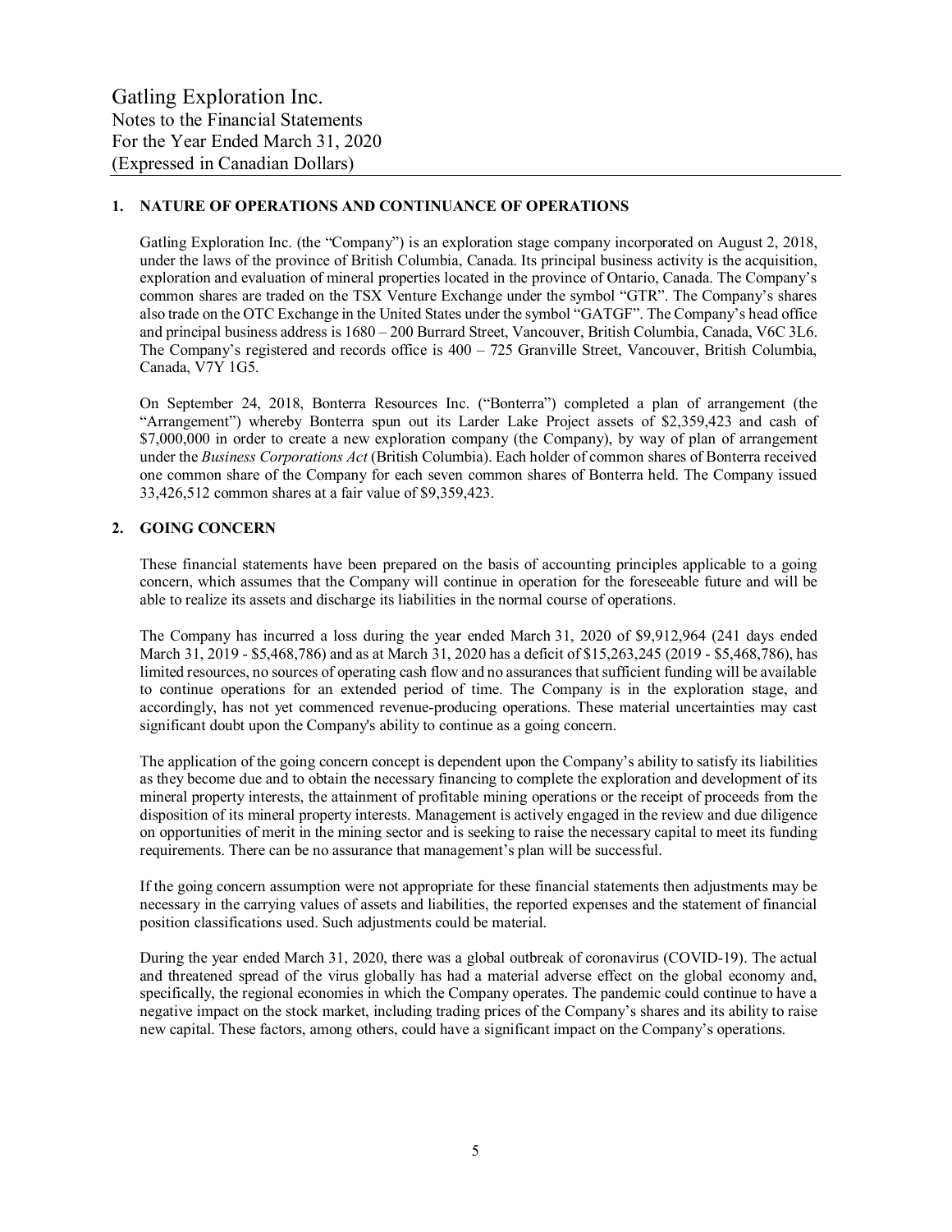Gatling Exploration Inc.
Notes to the Financial Statements
For the Year Ended March 31, 2020
(Expressed in Canadian Dollars)

## 1. NATURE OF OPERATIONS AND CONTINUANCE OF OPERATIONS

Gatling Exploration Inc. (the "Company") is an exploration stage company incorporated on August 2, 2018, under the laws of the province of British Columbia, Canada. Its principal business activity is the acquisition, exploration and evaluation of mineral properties located in the province of Ontario, Canada. The Company's common shares are traded on the TSX Venture Exchange under the symbol "GTR". The Company's shares also trade on the OTC Exchange in the United States under the symbol "GATGF". The Company's head office and principal business address is 1680 – 200 Burrard Street, Vancouver, British Columbia, Canada, V6C 3L6. The Company's registered and records office is 400 – 725 Granville Street, Vancouver, British Columbia, Canada, V7Y 1G5.

On September 24, 2018, Bonterra Resources Inc. ("Bonterra") completed a plan of arrangement (the "Arrangement") whereby Bonterra spun out its Larder Lake Project assets of $2,359,423 and cash of $7,000,000 in order to create a new exploration company (the Company), by way of plan of arrangement under the *Business Corporations Act* (British Columbia). Each holder of common shares of Bonterra received one common share of the Company for each seven common shares of Bonterra held. The Company issued 33,426,512 common shares at a fair value of $9,359,423.

## 2. GOING CONCERN

These financial statements have been prepared on the basis of accounting principles applicable to a going concern, which assumes that the Company will continue in operation for the foreseeable future and will be able to realize its assets and discharge its liabilities in the normal course of operations.

The Company has incurred a loss during the year ended March 31, 2020 of $9,912,964 (241 days ended March 31, 2019 - $5,468,786) and as at March 31, 2020 has a deficit of $15,263,245 (2019 - $5,468,786), has limited resources, no sources of operating cash flow and no assurances that sufficient funding will be available to continue operations for an extended period of time. The Company is in the exploration stage, and accordingly, has not yet commenced revenue-producing operations. These material uncertainties may cast significant doubt upon the Company's ability to continue as a going concern.

The application of the going concern concept is dependent upon the Company's ability to satisfy its liabilities as they become due and to obtain the necessary financing to complete the exploration and development of its mineral property interests, the attainment of profitable mining operations or the receipt of proceeds from the disposition of its mineral property interests. Management is actively engaged in the review and due diligence on opportunities of merit in the mining sector and is seeking to raise the necessary capital to meet its funding requirements. There can be no assurance that management's plan will be successful.

If the going concern assumption were not appropriate for these financial statements then adjustments may be necessary in the carrying values of assets and liabilities, the reported expenses and the statement of financial position classifications used. Such adjustments could be material.

During the year ended March 31, 2020, there was a global outbreak of coronavirus (COVID-19). The actual and threatened spread of the virus globally has had a material adverse effect on the global economy and, specifically, the regional economies in which the Company operates. The pandemic could continue to have a negative impact on the stock market, including trading prices of the Company's shares and its ability to raise new capital. These factors, among others, could have a significant impact on the Company's operations.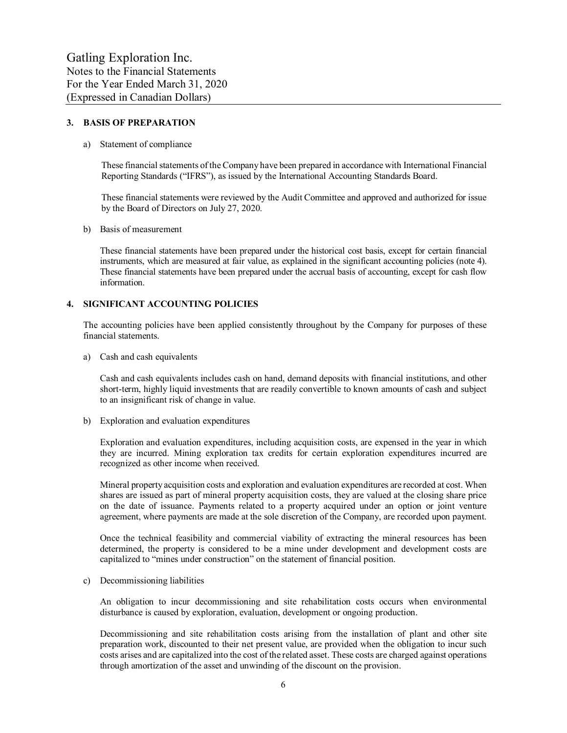## 3. BASIS OF PREPARATION

a) Statement of compliance

These financial statements of the Company have been prepared in accordance with International Financial Reporting Standards ("IFRS"), as issued by the International Accounting Standards Board.

These financial statements were reviewed by the Audit Committee and approved and authorized for issue by the Board of Directors on July 27, 2020.

b) Basis of measurement

These financial statements have been prepared under the historical cost basis, except for certain financial instruments, which are measured at fair value, as explained in the significant accounting policies (note 4). These financial statements have been prepared under the accrual basis of accounting, except for cash flow information.

## 4. SIGNIFICANT ACCOUNTING POLICIES

The accounting policies have been applied consistently throughout by the Company for purposes of these financial statements.

a) Cash and cash equivalents

Cash and cash equivalents includes cash on hand, demand deposits with financial institutions, and other short-term, highly liquid investments that are readily convertible to known amounts of cash and subject to an insignificant risk of change in value.

b) Exploration and evaluation expenditures

Exploration and evaluation expenditures, including acquisition costs, are expensed in the year in which they are incurred. Mining exploration tax credits for certain exploration expenditures incurred are recognized as other income when received.

Mineral property acquisition costs and exploration and evaluation expenditures are recorded at cost. When shares are issued as part of mineral property acquisition costs, they are valued at the closing share price on the date of issuance. Payments related to a property acquired under an option or joint venture agreement, where payments are made at the sole discretion of the Company, are recorded upon payment.

Once the technical feasibility and commercial viability of extracting the mineral resources has been determined, the property is considered to be a mine under development and development costs are capitalized to "mines under construction" on the statement of financial position.

c) Decommissioning liabilities

An obligation to incur decommissioning and site rehabilitation costs occurs when environmental disturbance is caused by exploration, evaluation, development or ongoing production.

Decommissioning and site rehabilitation costs arising from the installation of plant and other site preparation work, discounted to their net present value, are provided when the obligation to incur such costs arises and are capitalized into the cost of the related asset. These costs are charged against operations through amortization of the asset and unwinding of the discount on the provision.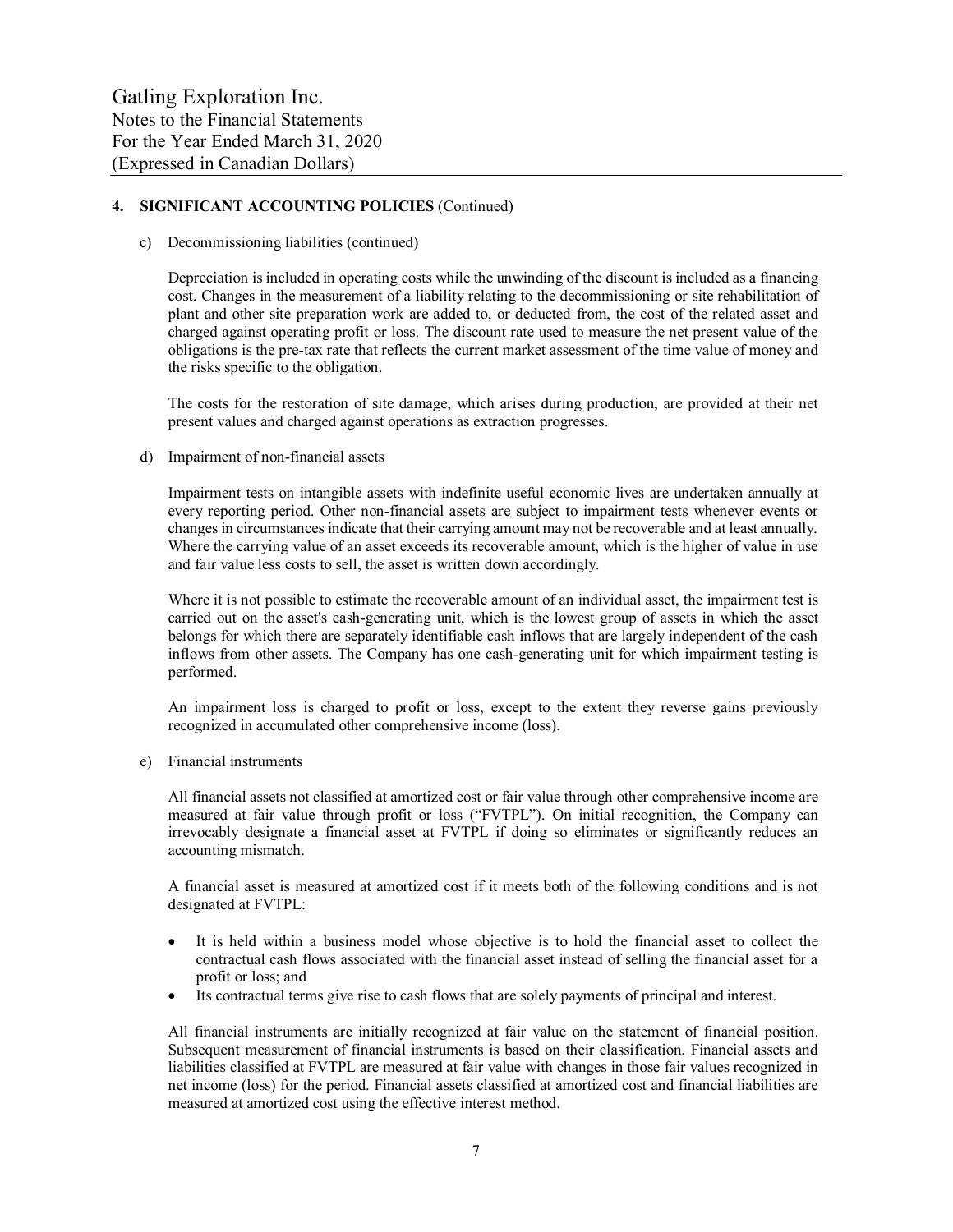## 4. SIGNIFICANT ACCOUNTING POLICIES (Continued)

c) Decommissioning liabilities (continued)

Depreciation is included in operating costs while the unwinding of the discount is included as a financing cost. Changes in the measurement of a liability relating to the decommissioning or site rehabilitation of plant and other site preparation work are added to, or deducted from, the cost of the related asset and charged against operating profit or loss. The discount rate used to measure the net present value of the obligations is the pre-tax rate that reflects the current market assessment of the time value of money and the risks specific to the obligation.

The costs for the restoration of site damage, which arises during production, are provided at their net present values and charged against operations as extraction progresses.

d) Impairment of non-financial assets

Impairment tests on intangible assets with indefinite useful economic lives are undertaken annually at every reporting period. Other non-financial assets are subject to impairment tests whenever events or changes in circumstances indicate that their carrying amount may not be recoverable and at least annually. Where the carrying value of an asset exceeds its recoverable amount, which is the higher of value in use and fair value less costs to sell, the asset is written down accordingly.

Where it is not possible to estimate the recoverable amount of an individual asset, the impairment test is carried out on the asset's cash-generating unit, which is the lowest group of assets in which the asset belongs for which there are separately identifiable cash inflows that are largely independent of the cash inflows from other assets. The Company has one cash-generating unit for which impairment testing is performed.

An impairment loss is charged to profit or loss, except to the extent they reverse gains previously recognized in accumulated other comprehensive income (loss).

e) Financial instruments

All financial assets not classified at amortized cost or fair value through other comprehensive income are measured at fair value through profit or loss ("FVTPL"). On initial recognition, the Company can irrevocably designate a financial asset at FVTPL if doing so eliminates or significantly reduces an accounting mismatch.

A financial asset is measured at amortized cost if it meets both of the following conditions and is not designated at FVTPL:

- It is held within a business model whose objective is to hold the financial asset to collect the contractual cash flows associated with the financial asset instead of selling the financial asset for a profit or loss; and
- Its contractual terms give rise to cash flows that are solely payments of principal and interest.

All financial instruments are initially recognized at fair value on the statement of financial position. Subsequent measurement of financial instruments is based on their classification. Financial assets and liabilities classified at FVTPL are measured at fair value with changes in those fair values recognized in net income (loss) for the period. Financial assets classified at amortized cost and financial liabilities are measured at amortized cost using the effective interest method.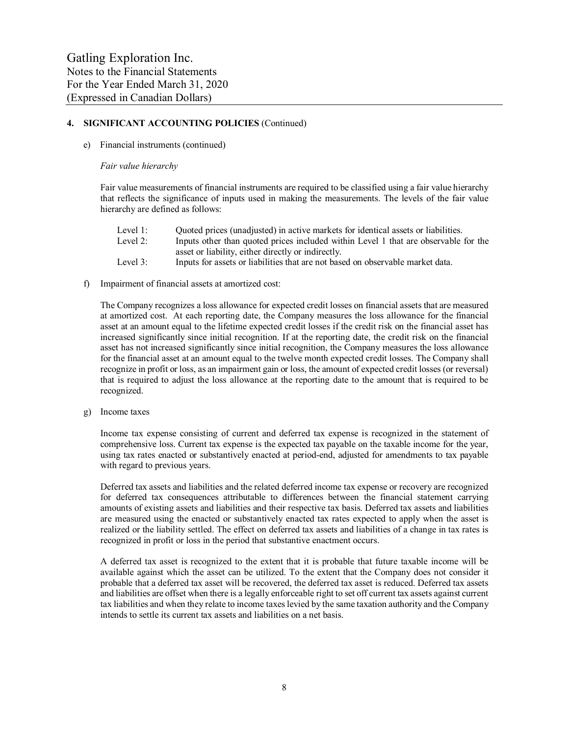## 4. SIGNIFICANT ACCOUNTING POLICIES (Continued)

e) Financial instruments (continued)

*Fair value hierarchy*

Fair value measurements of financial instruments are required to be classified using a fair value hierarchy that reflects the significance of inputs used in making the measurements. The levels of the fair value hierarchy are defined as follows:

| | |
|---|---|
| Level 1: | Quoted prices (unadjusted) in active markets for identical assets or liabilities. |
| Level 2: | Inputs other than quoted prices included within Level 1 that are observable for the asset or liability, either directly or indirectly. |
| Level 3: | Inputs for assets or liabilities that are not based on observable market data. |

f) Impairment of financial assets at amortized cost:

The Company recognizes a loss allowance for expected credit losses on financial assets that are measured at amortized cost. At each reporting date, the Company measures the loss allowance for the financial asset at an amount equal to the lifetime expected credit losses if the credit risk on the financial asset has increased significantly since initial recognition. If at the reporting date, the credit risk on the financial asset has not increased significantly since initial recognition, the Company measures the loss allowance for the financial asset at an amount equal to the twelve month expected credit losses. The Company shall recognize in profit or loss, as an impairment gain or loss, the amount of expected credit losses (or reversal) that is required to adjust the loss allowance at the reporting date to the amount that is required to be recognized.

g) Income taxes

Income tax expense consisting of current and deferred tax expense is recognized in the statement of comprehensive loss. Current tax expense is the expected tax payable on the taxable income for the year, using tax rates enacted or substantively enacted at period-end, adjusted for amendments to tax payable with regard to previous years.

Deferred tax assets and liabilities and the related deferred income tax expense or recovery are recognized for deferred tax consequences attributable to differences between the financial statement carrying amounts of existing assets and liabilities and their respective tax basis. Deferred tax assets and liabilities are measured using the enacted or substantively enacted tax rates expected to apply when the asset is realized or the liability settled. The effect on deferred tax assets and liabilities of a change in tax rates is recognized in profit or loss in the period that substantive enactment occurs.

A deferred tax asset is recognized to the extent that it is probable that future taxable income will be available against which the asset can be utilized. To the extent that the Company does not consider it probable that a deferred tax asset will be recovered, the deferred tax asset is reduced. Deferred tax assets and liabilities are offset when there is a legally enforceable right to set off current tax assets against current tax liabilities and when they relate to income taxes levied by the same taxation authority and the Company intends to settle its current tax assets and liabilities on a net basis.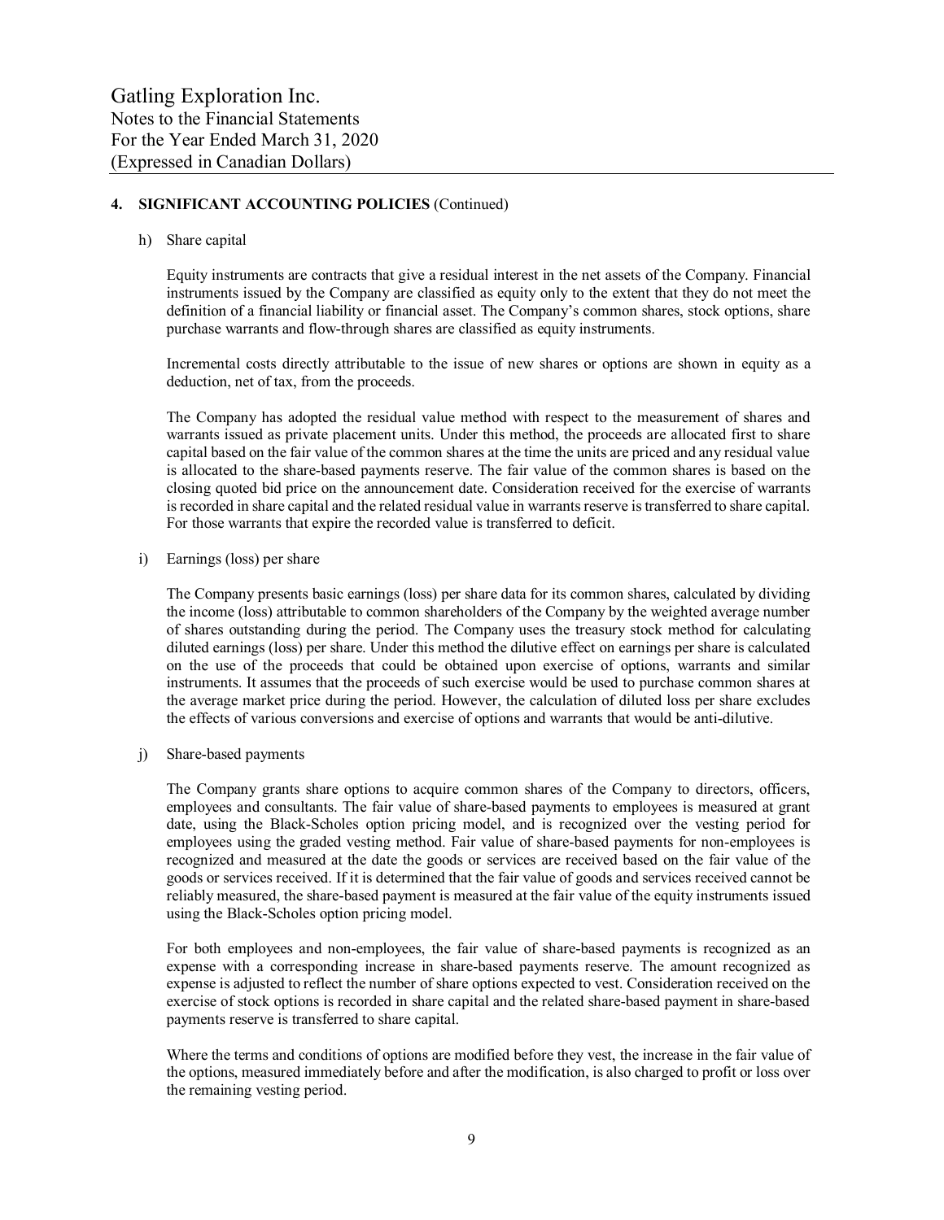## 4. SIGNIFICANT ACCOUNTING POLICIES (Continued)

### h) Share capital

Equity instruments are contracts that give a residual interest in the net assets of the Company. Financial instruments issued by the Company are classified as equity only to the extent that they do not meet the definition of a financial liability or financial asset. The Company's common shares, stock options, share purchase warrants and flow-through shares are classified as equity instruments.

Incremental costs directly attributable to the issue of new shares or options are shown in equity as a deduction, net of tax, from the proceeds.

The Company has adopted the residual value method with respect to the measurement of shares and warrants issued as private placement units. Under this method, the proceeds are allocated first to share capital based on the fair value of the common shares at the time the units are priced and any residual value is allocated to the share-based payments reserve. The fair value of the common shares is based on the closing quoted bid price on the announcement date. Consideration received for the exercise of warrants is recorded in share capital and the related residual value in warrants reserve is transferred to share capital. For those warrants that expire the recorded value is transferred to deficit.

### i) Earnings (loss) per share

The Company presents basic earnings (loss) per share data for its common shares, calculated by dividing the income (loss) attributable to common shareholders of the Company by the weighted average number of shares outstanding during the period. The Company uses the treasury stock method for calculating diluted earnings (loss) per share. Under this method the dilutive effect on earnings per share is calculated on the use of the proceeds that could be obtained upon exercise of options, warrants and similar instruments. It assumes that the proceeds of such exercise would be used to purchase common shares at the average market price during the period. However, the calculation of diluted loss per share excludes the effects of various conversions and exercise of options and warrants that would be anti-dilutive.

### j) Share-based payments

The Company grants share options to acquire common shares of the Company to directors, officers, employees and consultants. The fair value of share-based payments to employees is measured at grant date, using the Black-Scholes option pricing model, and is recognized over the vesting period for employees using the graded vesting method. Fair value of share-based payments for non-employees is recognized and measured at the date the goods or services are received based on the fair value of the goods or services received. If it is determined that the fair value of goods and services received cannot be reliably measured, the share-based payment is measured at the fair value of the equity instruments issued using the Black-Scholes option pricing model.

For both employees and non-employees, the fair value of share-based payments is recognized as an expense with a corresponding increase in share-based payments reserve. The amount recognized as expense is adjusted to reflect the number of share options expected to vest. Consideration received on the exercise of stock options is recorded in share capital and the related share-based payment in share-based payments reserve is transferred to share capital.

Where the terms and conditions of options are modified before they vest, the increase in the fair value of the options, measured immediately before and after the modification, is also charged to profit or loss over the remaining vesting period.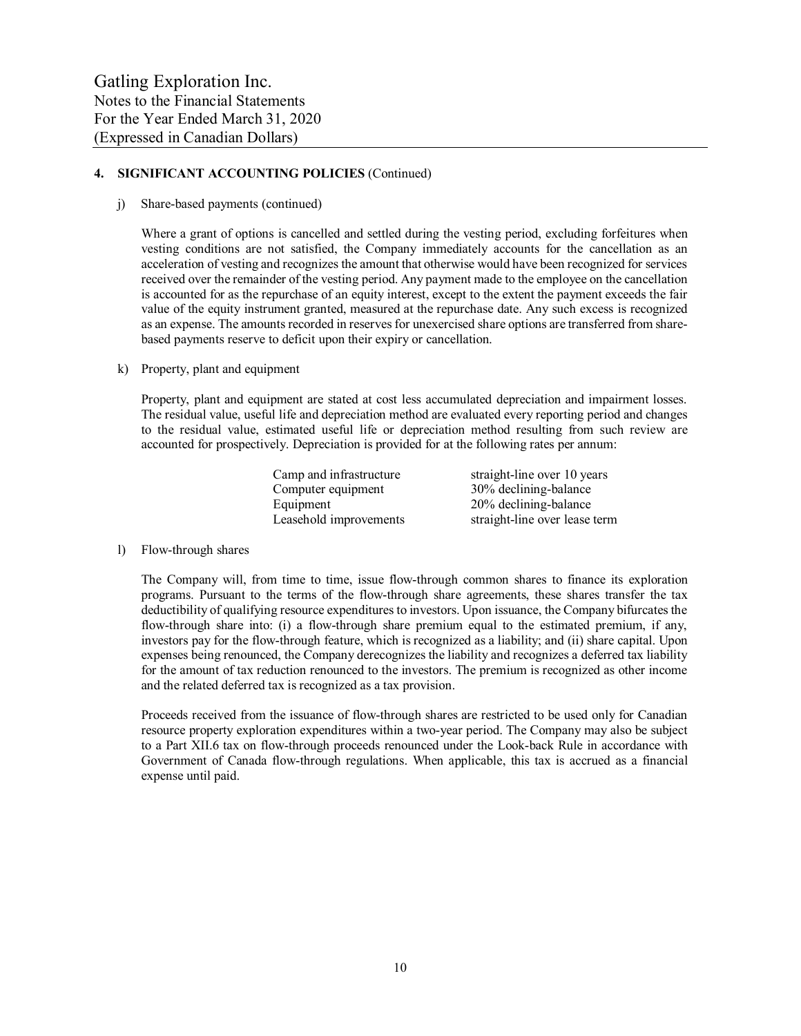## 4. SIGNIFICANT ACCOUNTING POLICIES (Continued)

j) Share-based payments (continued)

Where a grant of options is cancelled and settled during the vesting period, excluding forfeitures when vesting conditions are not satisfied, the Company immediately accounts for the cancellation as an acceleration of vesting and recognizes the amount that otherwise would have been recognized for services received over the remainder of the vesting period. Any payment made to the employee on the cancellation is accounted for as the repurchase of an equity interest, except to the extent the payment exceeds the fair value of the equity instrument granted, measured at the repurchase date. Any such excess is recognized as an expense. The amounts recorded in reserves for unexercised share options are transferred from share-based payments reserve to deficit upon their expiry or cancellation.

k) Property, plant and equipment

Property, plant and equipment are stated at cost less accumulated depreciation and impairment losses. The residual value, useful life and depreciation method are evaluated every reporting period and changes to the residual value, estimated useful life or depreciation method resulting from such review are accounted for prospectively. Depreciation is provided for at the following rates per annum:

| | |
|---|---|
| Camp and infrastructure | straight-line over 10 years |
| Computer equipment | 30% declining-balance |
| Equipment | 20% declining-balance |
| Leasehold improvements | straight-line over lease term |

l) Flow-through shares

The Company will, from time to time, issue flow-through common shares to finance its exploration programs. Pursuant to the terms of the flow-through share agreements, these shares transfer the tax deductibility of qualifying resource expenditures to investors. Upon issuance, the Company bifurcates the flow-through share into: (i) a flow-through share premium equal to the estimated premium, if any, investors pay for the flow-through feature, which is recognized as a liability; and (ii) share capital. Upon expenses being renounced, the Company derecognizes the liability and recognizes a deferred tax liability for the amount of tax reduction renounced to the investors. The premium is recognized as other income and the related deferred tax is recognized as a tax provision.

Proceeds received from the issuance of flow-through shares are restricted to be used only for Canadian resource property exploration expenditures within a two-year period. The Company may also be subject to a Part XII.6 tax on flow-through proceeds renounced under the Look-back Rule in accordance with Government of Canada flow-through regulations. When applicable, this tax is accrued as a financial expense until paid.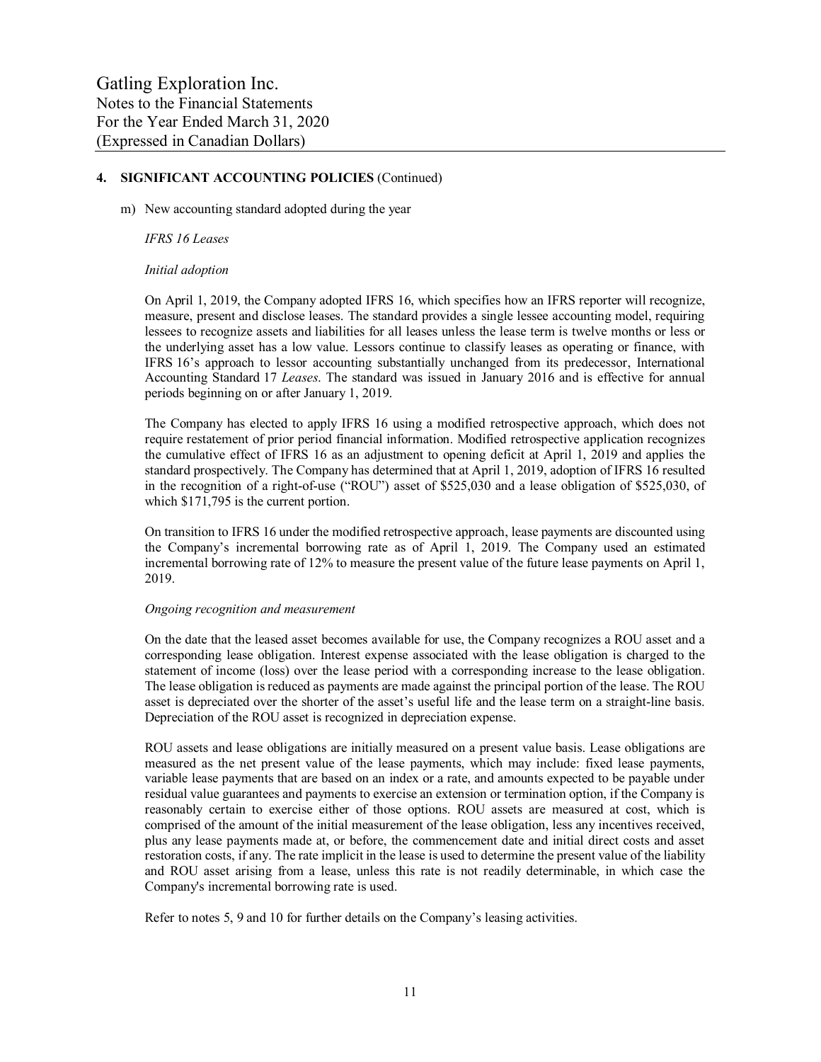## 4. SIGNIFICANT ACCOUNTING POLICIES (Continued)

m) New accounting standard adopted during the year

*IFRS 16 Leases*

*Initial adoption*

On April 1, 2019, the Company adopted IFRS 16, which specifies how an IFRS reporter will recognize, measure, present and disclose leases. The standard provides a single lessee accounting model, requiring lessees to recognize assets and liabilities for all leases unless the lease term is twelve months or less or the underlying asset has a low value. Lessors continue to classify leases as operating or finance, with IFRS 16's approach to lessor accounting substantially unchanged from its predecessor, International Accounting Standard 17 *Leases*. The standard was issued in January 2016 and is effective for annual periods beginning on or after January 1, 2019.

The Company has elected to apply IFRS 16 using a modified retrospective approach, which does not require restatement of prior period financial information. Modified retrospective application recognizes the cumulative effect of IFRS 16 as an adjustment to opening deficit at April 1, 2019 and applies the standard prospectively. The Company has determined that at April 1, 2019, adoption of IFRS 16 resulted in the recognition of a right-of-use ("ROU") asset of $525,030 and a lease obligation of $525,030, of which $171,795 is the current portion.

On transition to IFRS 16 under the modified retrospective approach, lease payments are discounted using the Company's incremental borrowing rate as of April 1, 2019. The Company used an estimated incremental borrowing rate of 12% to measure the present value of the future lease payments on April 1, 2019.

*Ongoing recognition and measurement*

On the date that the leased asset becomes available for use, the Company recognizes a ROU asset and a corresponding lease obligation. Interest expense associated with the lease obligation is charged to the statement of income (loss) over the lease period with a corresponding increase to the lease obligation. The lease obligation is reduced as payments are made against the principal portion of the lease. The ROU asset is depreciated over the shorter of the asset's useful life and the lease term on a straight-line basis. Depreciation of the ROU asset is recognized in depreciation expense.

ROU assets and lease obligations are initially measured on a present value basis. Lease obligations are measured as the net present value of the lease payments, which may include: fixed lease payments, variable lease payments that are based on an index or a rate, and amounts expected to be payable under residual value guarantees and payments to exercise an extension or termination option, if the Company is reasonably certain to exercise either of those options. ROU assets are measured at cost, which is comprised of the amount of the initial measurement of the lease obligation, less any incentives received, plus any lease payments made at, or before, the commencement date and initial direct costs and asset restoration costs, if any. The rate implicit in the lease is used to determine the present value of the liability and ROU asset arising from a lease, unless this rate is not readily determinable, in which case the Company's incremental borrowing rate is used.

Refer to notes 5, 9 and 10 for further details on the Company's leasing activities.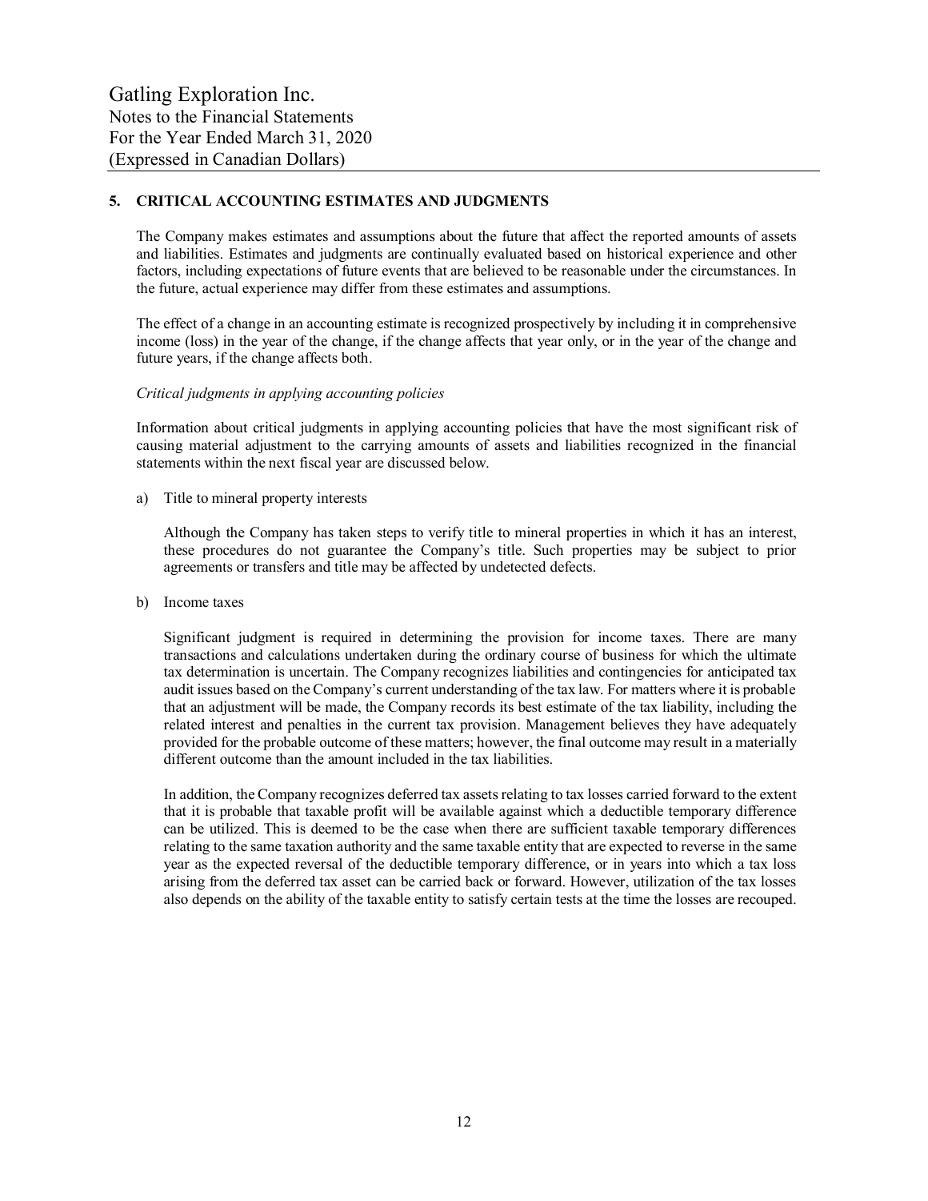## 5. CRITICAL ACCOUNTING ESTIMATES AND JUDGMENTS

The Company makes estimates and assumptions about the future that affect the reported amounts of assets and liabilities. Estimates and judgments are continually evaluated based on historical experience and other factors, including expectations of future events that are believed to be reasonable under the circumstances. In the future, actual experience may differ from these estimates and assumptions.

The effect of a change in an accounting estimate is recognized prospectively by including it in comprehensive income (loss) in the year of the change, if the change affects that year only, or in the year of the change and future years, if the change affects both.

*Critical judgments in applying accounting policies*

Information about critical judgments in applying accounting policies that have the most significant risk of causing material adjustment to the carrying amounts of assets and liabilities recognized in the financial statements within the next fiscal year are discussed below.

a) Title to mineral property interests

   Although the Company has taken steps to verify title to mineral properties in which it has an interest, these procedures do not guarantee the Company's title. Such properties may be subject to prior agreements or transfers and title may be affected by undetected defects.

b) Income taxes

   Significant judgment is required in determining the provision for income taxes. There are many transactions and calculations undertaken during the ordinary course of business for which the ultimate tax determination is uncertain. The Company recognizes liabilities and contingencies for anticipated tax audit issues based on the Company's current understanding of the tax law. For matters where it is probable that an adjustment will be made, the Company records its best estimate of the tax liability, including the related interest and penalties in the current tax provision. Management believes they have adequately provided for the probable outcome of these matters; however, the final outcome may result in a materially different outcome than the amount included in the tax liabilities.

   In addition, the Company recognizes deferred tax assets relating to tax losses carried forward to the extent that it is probable that taxable profit will be available against which a deductible temporary difference can be utilized. This is deemed to be the case when there are sufficient taxable temporary differences relating to the same taxation authority and the same taxable entity that are expected to reverse in the same year as the expected reversal of the deductible temporary difference, or in years into which a tax loss arising from the deferred tax asset can be carried back or forward. However, utilization of the tax losses also depends on the ability of the taxable entity to satisfy certain tests at the time the losses are recouped.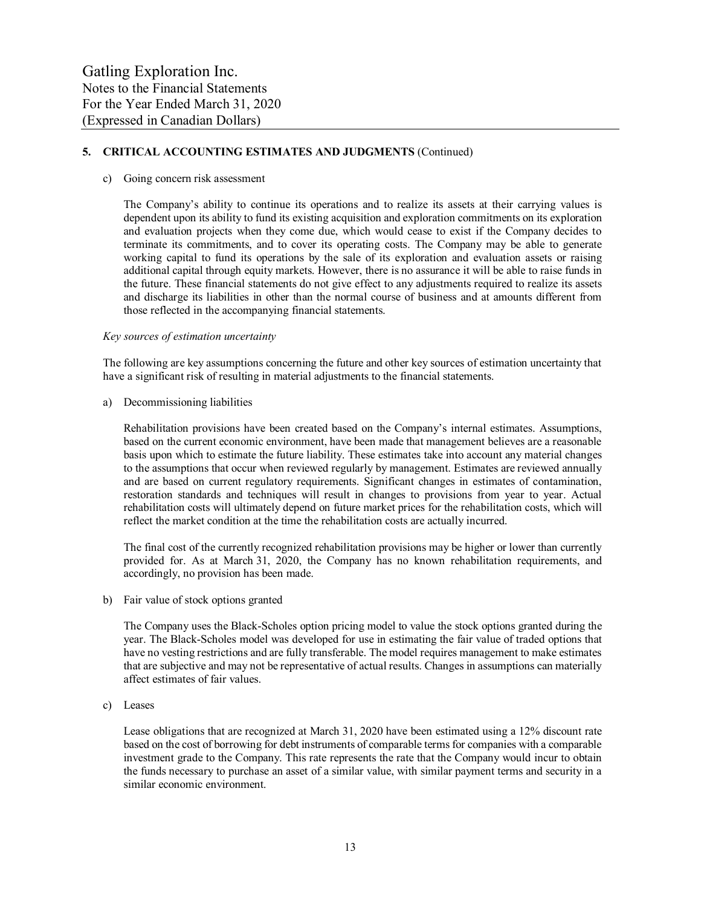## 5. CRITICAL ACCOUNTING ESTIMATES AND JUDGMENTS (Continued)

c) Going concern risk assessment

The Company's ability to continue its operations and to realize its assets at their carrying values is dependent upon its ability to fund its existing acquisition and exploration commitments on its exploration and evaluation projects when they come due, which would cease to exist if the Company decides to terminate its commitments, and to cover its operating costs. The Company may be able to generate working capital to fund its operations by the sale of its exploration and evaluation assets or raising additional capital through equity markets. However, there is no assurance it will be able to raise funds in the future. These financial statements do not give effect to any adjustments required to realize its assets and discharge its liabilities in other than the normal course of business and at amounts different from those reflected in the accompanying financial statements.

*Key sources of estimation uncertainty*

The following are key assumptions concerning the future and other key sources of estimation uncertainty that have a significant risk of resulting in material adjustments to the financial statements.

a) Decommissioning liabilities

Rehabilitation provisions have been created based on the Company's internal estimates. Assumptions, based on the current economic environment, have been made that management believes are a reasonable basis upon which to estimate the future liability. These estimates take into account any material changes to the assumptions that occur when reviewed regularly by management. Estimates are reviewed annually and are based on current regulatory requirements. Significant changes in estimates of contamination, restoration standards and techniques will result in changes to provisions from year to year. Actual rehabilitation costs will ultimately depend on future market prices for the rehabilitation costs, which will reflect the market condition at the time the rehabilitation costs are actually incurred.

The final cost of the currently recognized rehabilitation provisions may be higher or lower than currently provided for. As at March 31, 2020, the Company has no known rehabilitation requirements, and accordingly, no provision has been made.

b) Fair value of stock options granted

The Company uses the Black-Scholes option pricing model to value the stock options granted during the year. The Black-Scholes model was developed for use in estimating the fair value of traded options that have no vesting restrictions and are fully transferable. The model requires management to make estimates that are subjective and may not be representative of actual results. Changes in assumptions can materially affect estimates of fair values.

c) Leases

Lease obligations that are recognized at March 31, 2020 have been estimated using a 12% discount rate based on the cost of borrowing for debt instruments of comparable terms for companies with a comparable investment grade to the Company. This rate represents the rate that the Company would incur to obtain the funds necessary to purchase an asset of a similar value, with similar payment terms and security in a similar economic environment.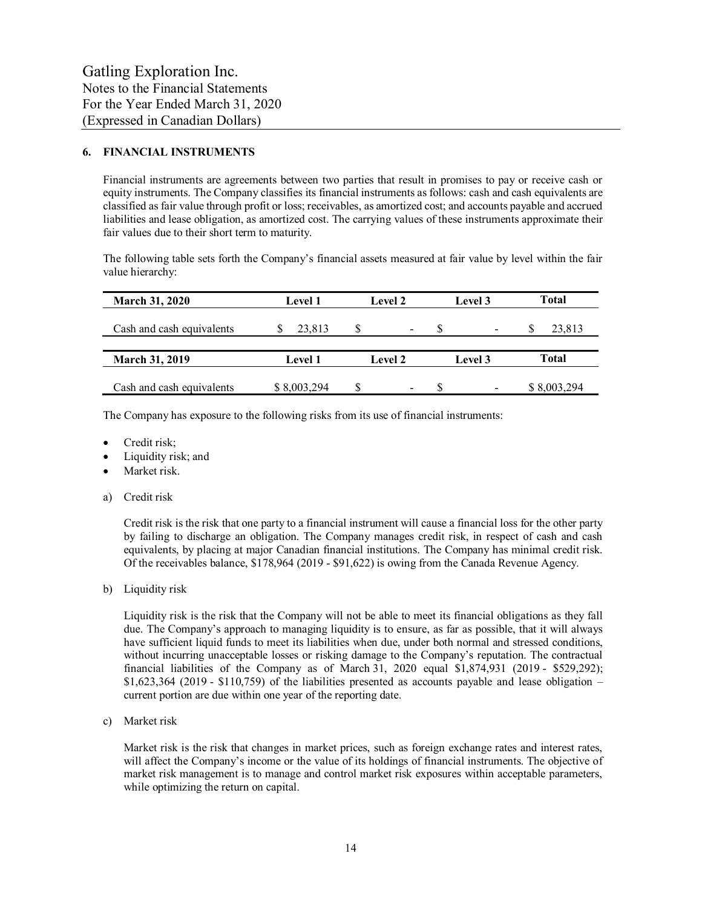Gatling Exploration Inc.
Notes to the Financial Statements
For the Year Ended March 31, 2020
(Expressed in Canadian Dollars)

## 6. FINANCIAL INSTRUMENTS

Financial instruments are agreements between two parties that result in promises to pay or receive cash or equity instruments. The Company classifies its financial instruments as follows: cash and cash equivalents are classified as fair value through profit or loss; receivables, as amortized cost; and accounts payable and accrued liabilities and lease obligation, as amortized cost. The carrying values of these instruments approximate their fair values due to their short term to maturity.

The following table sets forth the Company's financial assets measured at fair value by level within the fair value hierarchy:

| March 31, 2020 | Level 1 | Level 2 | Level 3 | Total |
|---|---|---|---|---|
| Cash and cash equivalents | $ 23,813 | $ - | $ - | $ 23,813 |

| March 31, 2019 | Level 1 | Level 2 | Level 3 | Total |
|---|---|---|---|---|
| Cash and cash equivalents | $ 8,003,294 | $ - | $ - | $ 8,003,294 |

The Company has exposure to the following risks from its use of financial instruments:

- Credit risk;
- Liquidity risk; and
- Market risk.

a) Credit risk

Credit risk is the risk that one party to a financial instrument will cause a financial loss for the other party by failing to discharge an obligation. The Company manages credit risk, in respect of cash and cash equivalents, by placing at major Canadian financial institutions. The Company has minimal credit risk. Of the receivables balance, $178,964 (2019 - $91,622) is owing from the Canada Revenue Agency.

b) Liquidity risk

Liquidity risk is the risk that the Company will not be able to meet its financial obligations as they fall due. The Company's approach to managing liquidity is to ensure, as far as possible, that it will always have sufficient liquid funds to meet its liabilities when due, under both normal and stressed conditions, without incurring unacceptable losses or risking damage to the Company's reputation. The contractual financial liabilities of the Company as of March 31, 2020 equal $1,874,931 (2019 - $529,292); $1,623,364 (2019 - $110,759) of the liabilities presented as accounts payable and lease obligation – current portion are due within one year of the reporting date.

c) Market risk

Market risk is the risk that changes in market prices, such as foreign exchange rates and interest rates, will affect the Company's income or the value of its holdings of financial instruments. The objective of market risk management is to manage and control market risk exposures within acceptable parameters, while optimizing the return on capital.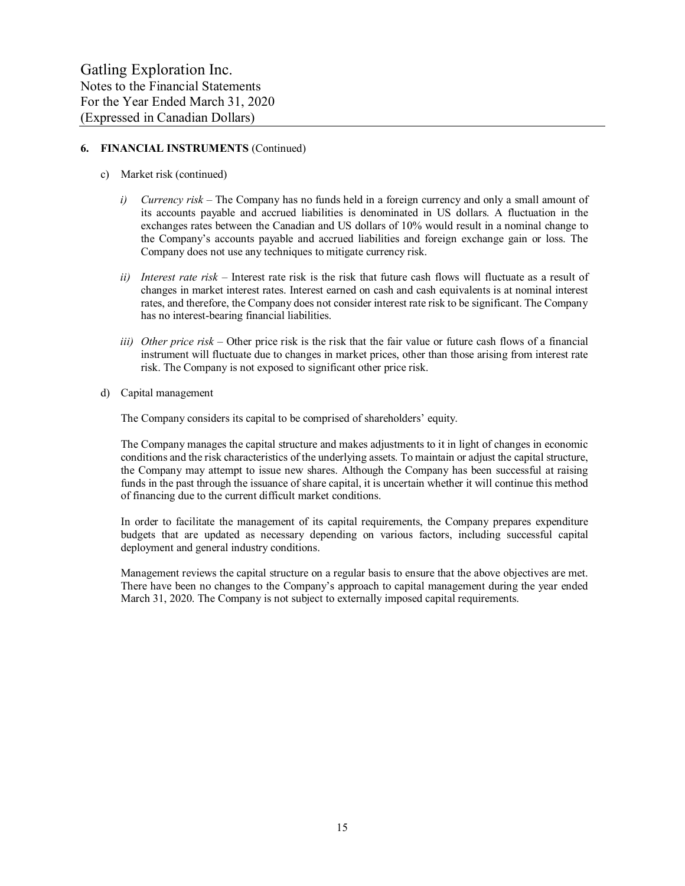## 6. FINANCIAL INSTRUMENTS (Continued)

c) Market risk (continued)

*i) Currency risk* – The Company has no funds held in a foreign currency and only a small amount of its accounts payable and accrued liabilities is denominated in US dollars. A fluctuation in the exchanges rates between the Canadian and US dollars of 10% would result in a nominal change to the Company's accounts payable and accrued liabilities and foreign exchange gain or loss. The Company does not use any techniques to mitigate currency risk.

*ii) Interest rate risk* – Interest rate risk is the risk that future cash flows will fluctuate as a result of changes in market interest rates. Interest earned on cash and cash equivalents is at nominal interest rates, and therefore, the Company does not consider interest rate risk to be significant. The Company has no interest-bearing financial liabilities.

*iii) Other price risk* – Other price risk is the risk that the fair value or future cash flows of a financial instrument will fluctuate due to changes in market prices, other than those arising from interest rate risk. The Company is not exposed to significant other price risk.

d) Capital management

The Company considers its capital to be comprised of shareholders' equity.

The Company manages the capital structure and makes adjustments to it in light of changes in economic conditions and the risk characteristics of the underlying assets. To maintain or adjust the capital structure, the Company may attempt to issue new shares. Although the Company has been successful at raising funds in the past through the issuance of share capital, it is uncertain whether it will continue this method of financing due to the current difficult market conditions.

In order to facilitate the management of its capital requirements, the Company prepares expenditure budgets that are updated as necessary depending on various factors, including successful capital deployment and general industry conditions.

Management reviews the capital structure on a regular basis to ensure that the above objectives are met. There have been no changes to the Company's approach to capital management during the year ended March 31, 2020. The Company is not subject to externally imposed capital requirements.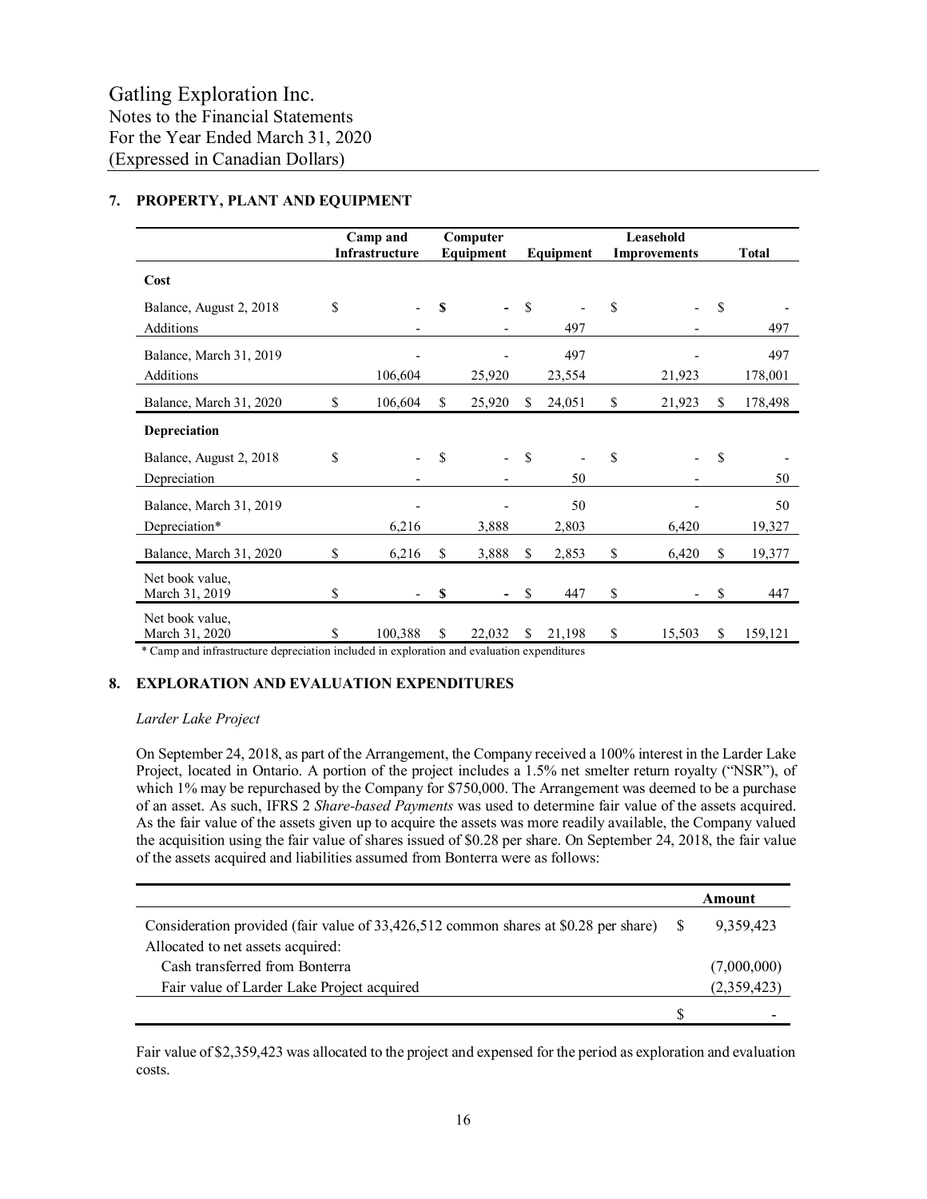## 7. PROPERTY, PLANT AND EQUIPMENT

| | Camp and Infrastructure | Computer Equipment | Equipment | Leasehold Improvements | Total |
|---|---|---|---|---|---|
| **Cost** | | | | | |
| Balance, August 2, 2018 | $ - | **$ -** | $ - | $ - | $ - |
| Additions | - | - | 497 | - | 497 |
| Balance, March 31, 2019 | - | - | 497 | - | 497 |
| Additions | 106,604 | 25,920 | 23,554 | 21,923 | 178,001 |
| Balance, March 31, 2020 | $ 106,604 | $ 25,920 | $ 24,051 | $ 21,923 | $ 178,498 |
| **Depreciation** | | | | | |
| Balance, August 2, 2018 | $ - | $ - | $ - | $ - | $ - |
| Depreciation | - | - | 50 | - | 50 |
| Balance, March 31, 2019 | - | - | 50 | - | 50 |
| Depreciation* | 6,216 | 3,888 | 2,803 | 6,420 | 19,327 |
| Balance, March 31, 2020 | $ 6,216 | $ 3,888 | $ 2,853 | $ 6,420 | $ 19,377 |
| Net book value, March 31, 2019 | $ - | **$ -** | $ 447 | $ - | $ 447 |
| Net book value, March 31, 2020 | $ 100,388 | $ 22,032 | $ 21,198 | $ 15,503 | $ 159,121 |

\* Camp and infrastructure depreciation included in exploration and evaluation expenditures

## 8. EXPLORATION AND EVALUATION EXPENDITURES

*Larder Lake Project*

On September 24, 2018, as part of the Arrangement, the Company received a 100% interest in the Larder Lake Project, located in Ontario. A portion of the project includes a 1.5% net smelter return royalty ("NSR"), of which 1% may be repurchased by the Company for $750,000. The Arrangement was deemed to be a purchase of an asset. As such, IFRS 2 *Share-based Payments* was used to determine fair value of the assets acquired. As the fair value of the assets given up to acquire the assets was more readily available, the Company valued the acquisition using the fair value of shares issued of $0.28 per share. On September 24, 2018, the fair value of the assets acquired and liabilities assumed from Bonterra were as follows:

| | Amount |
|---|---|
| Consideration provided (fair value of 33,426,512 common shares at $0.28 per share) | $ 9,359,423 |
| Allocated to net assets acquired: | |
| Cash transferred from Bonterra | (7,000,000) |
| Fair value of Larder Lake Project acquired | (2,359,423) |
| | $ - |

Fair value of $2,359,423 was allocated to the project and expensed for the period as exploration and evaluation costs.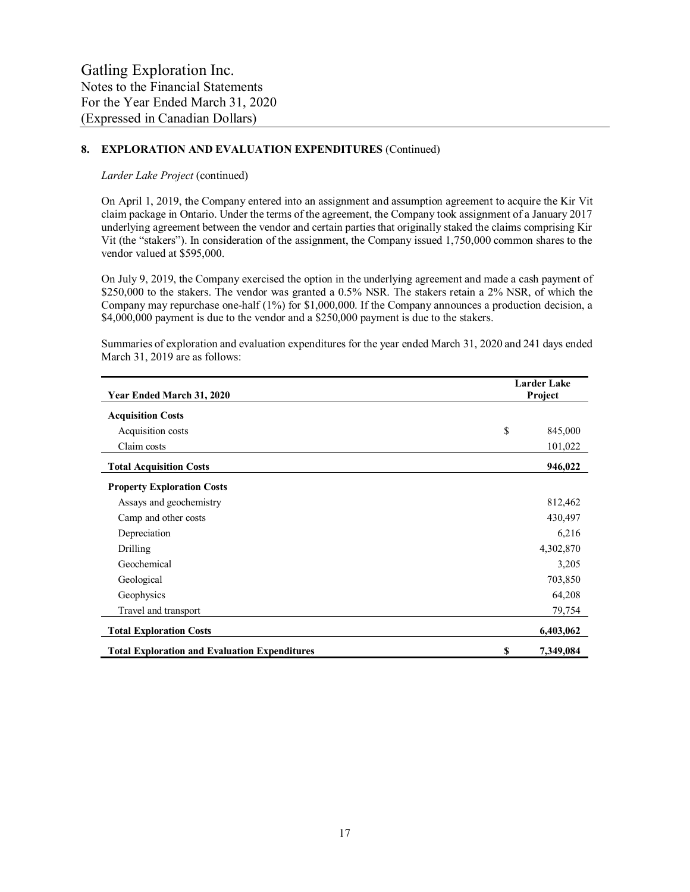## 8. EXPLORATION AND EVALUATION EXPENDITURES (Continued)

*Larder Lake Project* (continued)

On April 1, 2019, the Company entered into an assignment and assumption agreement to acquire the Kir Vit claim package in Ontario. Under the terms of the agreement, the Company took assignment of a January 2017 underlying agreement between the vendor and certain parties that originally staked the claims comprising Kir Vit (the "stakers"). In consideration of the assignment, the Company issued 1,750,000 common shares to the vendor valued at $595,000.

On July 9, 2019, the Company exercised the option in the underlying agreement and made a cash payment of $250,000 to the stakers. The vendor was granted a 0.5% NSR. The stakers retain a 2% NSR, of which the Company may repurchase one-half (1%) for $1,000,000. If the Company announces a production decision, a $4,000,000 payment is due to the vendor and a $250,000 payment is due to the stakers.

Summaries of exploration and evaluation expenditures for the year ended March 31, 2020 and 241 days ended March 31, 2019 are as follows:

| Year Ended March 31, 2020 | Larder Lake Project |
|---|---|
| **Acquisition Costs** | |
| Acquisition costs | $ 845,000 |
| Claim costs | 101,022 |
| **Total Acquisition Costs** | **946,022** |
| **Property Exploration Costs** | |
| Assays and geochemistry | 812,462 |
| Camp and other costs | 430,497 |
| Depreciation | 6,216 |
| Drilling | 4,302,870 |
| Geochemical | 3,205 |
| Geological | 703,850 |
| Geophysics | 64,208 |
| Travel and transport | 79,754 |
| **Total Exploration Costs** | **6,403,062** |
| **Total Exploration and Evaluation Expenditures** | **$ 7,349,084** |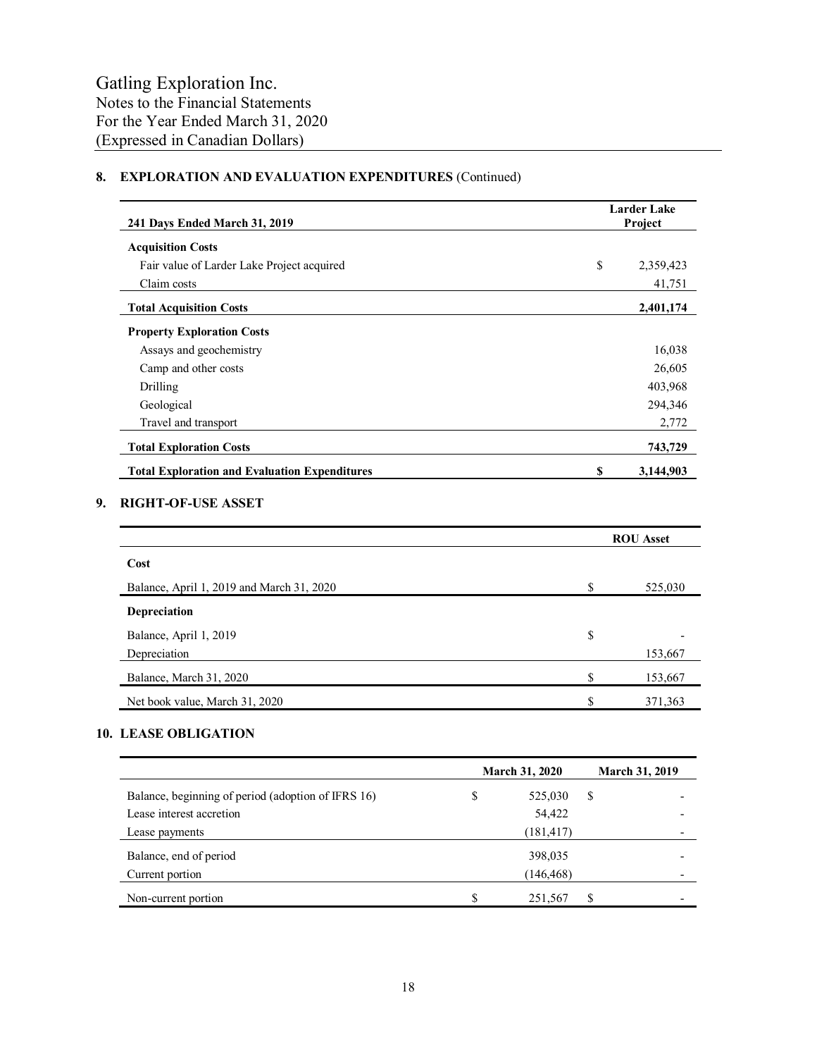## 8. EXPLORATION AND EVALUATION EXPENDITURES (Continued)

| 241 Days Ended March 31, 2019 | Larder Lake Project |
|---|---|
| **Acquisition Costs** | |
| Fair value of Larder Lake Project acquired | $ 2,359,423 |
| Claim costs | 41,751 |
| **Total Acquisition Costs** | **2,401,174** |
| **Property Exploration Costs** | |
| Assays and geochemistry | 16,038 |
| Camp and other costs | 26,605 |
| Drilling | 403,968 |
| Geological | 294,346 |
| Travel and transport | 2,772 |
| **Total Exploration Costs** | **743,729** |
| **Total Exploration and Evaluation Expenditures** | **$ 3,144,903** |

## 9. RIGHT-OF-USE ASSET

| | ROU Asset |
|---|---|
| **Cost** | |
| Balance, April 1, 2019 and March 31, 2020 | $ 525,030 |
| **Depreciation** | |
| Balance, April 1, 2019 | $ - |
| Depreciation | 153,667 |
| Balance, March 31, 2020 | $ 153,667 |
| Net book value, March 31, 2020 | $ 371,363 |

## 10. LEASE OBLIGATION

| | March 31, 2020 | March 31, 2019 |
|---|---|---|
| Balance, beginning of period (adoption of IFRS 16) | $ 525,030 | $ - |
| Lease interest accretion | 54,422 | - |
| Lease payments | (181,417) | - |
| Balance, end of period | 398,035 | - |
| Current portion | (146,468) | - |
| Non-current portion | $ 251,567 | $ - |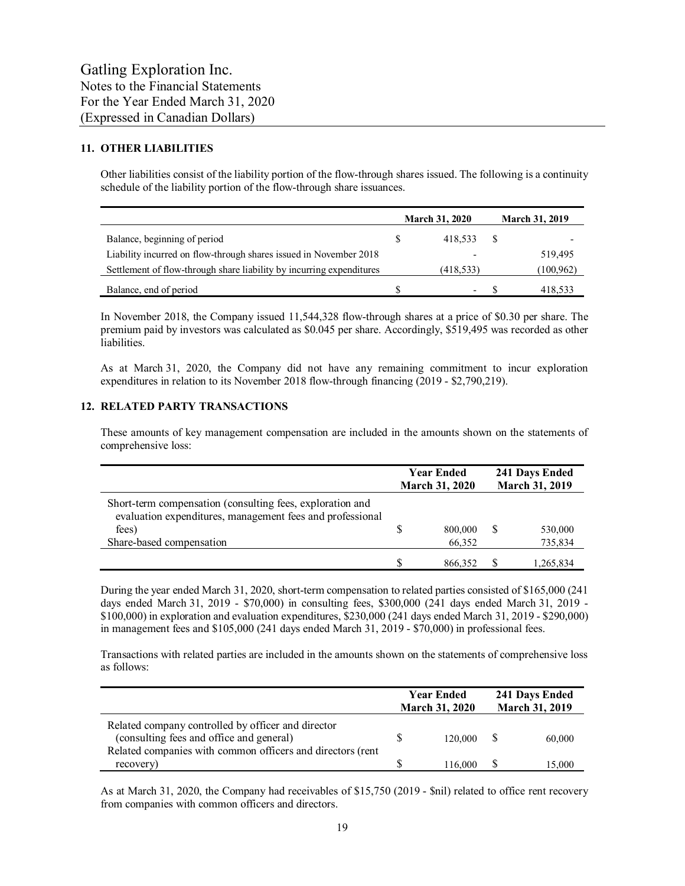# Gatling Exploration Inc.
Notes to the Financial Statements
For the Year Ended March 31, 2020
(Expressed in Canadian Dollars)

## 11. OTHER LIABILITIES

Other liabilities consist of the liability portion of the flow-through shares issued. The following is a continuity schedule of the liability portion of the flow-through share issuances.

| | March 31, 2020 | March 31, 2019 |
|---|---|---|
| Balance, beginning of period | $ 418,533 | $ - |
| Liability incurred on flow-through shares issued in November 2018 | - | 519,495 |
| Settlement of flow-through share liability by incurring expenditures | (418,533) | (100,962) |
| Balance, end of period | $ - | $ 418,533 |

In November 2018, the Company issued 11,544,328 flow-through shares at a price of $0.30 per share. The premium paid by investors was calculated as $0.045 per share. Accordingly, $519,495 was recorded as other liabilities.

As at March 31, 2020, the Company did not have any remaining commitment to incur exploration expenditures in relation to its November 2018 flow-through financing (2019 - $2,790,219).

## 12. RELATED PARTY TRANSACTIONS

These amounts of key management compensation are included in the amounts shown on the statements of comprehensive loss:

| | Year Ended March 31, 2020 | 241 Days Ended March 31, 2019 |
|---|---|---|
| Short-term compensation (consulting fees, exploration and evaluation expenditures, management fees and professional fees) | $ 800,000 | $ 530,000 |
| Share-based compensation | 66,352 | 735,834 |
| | $ 866,352 | $ 1,265,834 |

During the year ended March 31, 2020, short-term compensation to related parties consisted of $165,000 (241 days ended March 31, 2019 - $70,000) in consulting fees, $300,000 (241 days ended March 31, 2019 - $100,000) in exploration and evaluation expenditures, $230,000 (241 days ended March 31, 2019 - $290,000) in management fees and $105,000 (241 days ended March 31, 2019 - $70,000) in professional fees.

Transactions with related parties are included in the amounts shown on the statements of comprehensive loss as follows:

| | Year Ended March 31, 2020 | 241 Days Ended March 31, 2019 |
|---|---|---|
| Related company controlled by officer and director (consulting fees and office and general) | $ 120,000 | $ 60,000 |
| Related companies with common officers and directors (rent recovery) | $ 116,000 | $ 15,000 |

As at March 31, 2020, the Company had receivables of $15,750 (2019 - $nil) related to office rent recovery from companies with common officers and directors.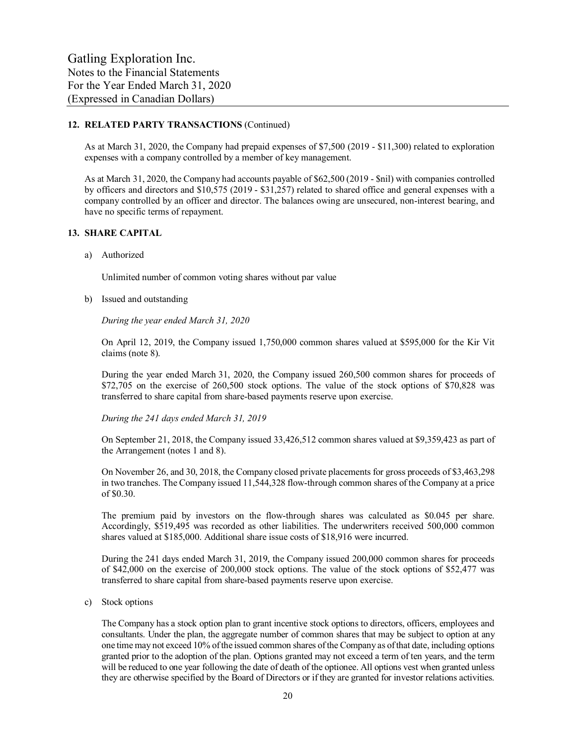## 12. RELATED PARTY TRANSACTIONS (Continued)

As at March 31, 2020, the Company had prepaid expenses of $7,500 (2019 - $11,300) related to exploration expenses with a company controlled by a member of key management.

As at March 31, 2020, the Company had accounts payable of $62,500 (2019 - $nil) with companies controlled by officers and directors and $10,575 (2019 - $31,257) related to shared office and general expenses with a company controlled by an officer and director. The balances owing are unsecured, non-interest bearing, and have no specific terms of repayment.

## 13. SHARE CAPITAL

a) Authorized

Unlimited number of common voting shares without par value

b) Issued and outstanding

*During the year ended March 31, 2020*

On April 12, 2019, the Company issued 1,750,000 common shares valued at $595,000 for the Kir Vit claims (note 8).

During the year ended March 31, 2020, the Company issued 260,500 common shares for proceeds of $72,705 on the exercise of 260,500 stock options. The value of the stock options of $70,828 was transferred to share capital from share-based payments reserve upon exercise.

*During the 241 days ended March 31, 2019*

On September 21, 2018, the Company issued 33,426,512 common shares valued at $9,359,423 as part of the Arrangement (notes 1 and 8).

On November 26, and 30, 2018, the Company closed private placements for gross proceeds of $3,463,298 in two tranches. The Company issued 11,544,328 flow-through common shares of the Company at a price of $0.30.

The premium paid by investors on the flow-through shares was calculated as $0.045 per share. Accordingly, $519,495 was recorded as other liabilities. The underwriters received 500,000 common shares valued at $185,000. Additional share issue costs of $18,916 were incurred.

During the 241 days ended March 31, 2019, the Company issued 200,000 common shares for proceeds of $42,000 on the exercise of 200,000 stock options. The value of the stock options of $52,477 was transferred to share capital from share-based payments reserve upon exercise.

c) Stock options

The Company has a stock option plan to grant incentive stock options to directors, officers, employees and consultants. Under the plan, the aggregate number of common shares that may be subject to option at any one time may not exceed 10% of the issued common shares of the Company as of that date, including options granted prior to the adoption of the plan. Options granted may not exceed a term of ten years, and the term will be reduced to one year following the date of death of the optionee. All options vest when granted unless they are otherwise specified by the Board of Directors or if they are granted for investor relations activities.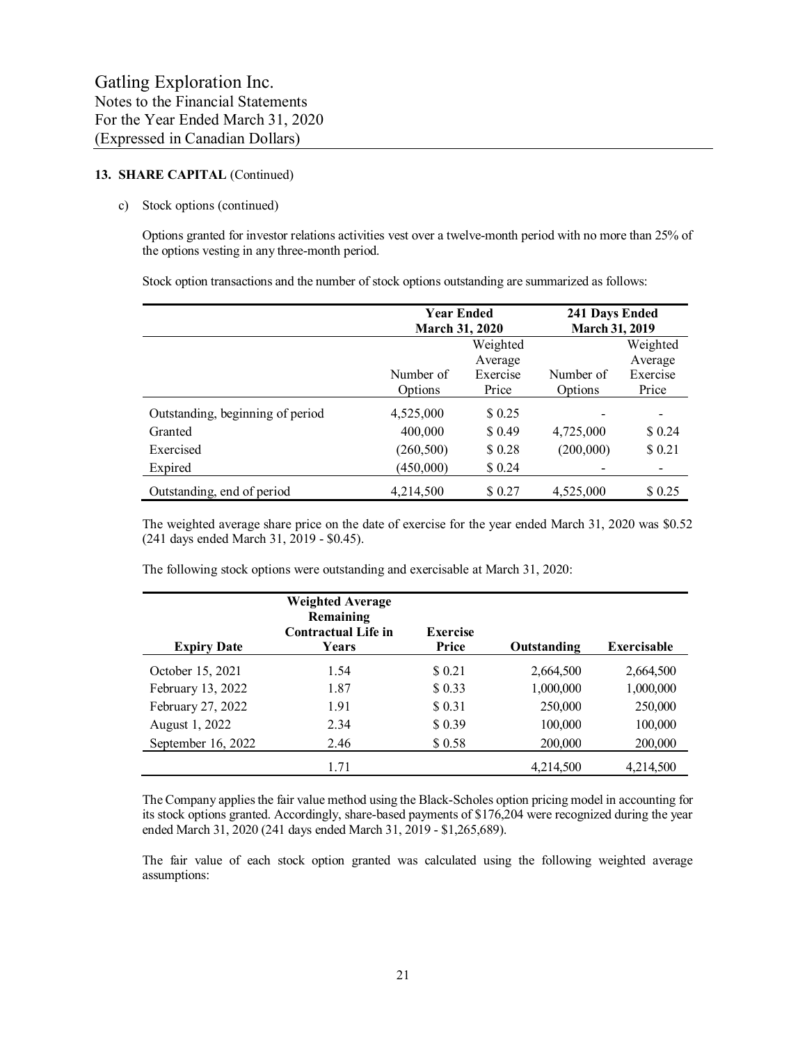Gatling Exploration Inc.
Notes to the Financial Statements
For the Year Ended March 31, 2020
(Expressed in Canadian Dollars)

**13. SHARE CAPITAL** (Continued)

c) Stock options (continued)

Options granted for investor relations activities vest over a twelve-month period with no more than 25% of the options vesting in any three-month period.

Stock option transactions and the number of stock options outstanding are summarized as follows:

| | **Year Ended March 31, 2020** | | **241 Days Ended March 31, 2019** | |
|---|---|---|---|---|
| | Number of Options | Weighted Average Exercise Price | Number of Options | Weighted Average Exercise Price |
| Outstanding, beginning of period | 4,525,000 | $ 0.25 | - | - |
| Granted | 400,000 | $ 0.49 | 4,725,000 | $ 0.24 |
| Exercised | (260,500) | $ 0.28 | (200,000) | $ 0.21 |
| Expired | (450,000) | $ 0.24 | - | - |
| Outstanding, end of period | 4,214,500 | $ 0.27 | 4,525,000 | $ 0.25 |

The weighted average share price on the date of exercise for the year ended March 31, 2020 was $0.52 (241 days ended March 31, 2019 - $0.45).

The following stock options were outstanding and exercisable at March 31, 2020:

| **Expiry Date** | **Weighted Average Remaining Contractual Life in Years** | **Exercise Price** | **Outstanding** | **Exercisable** |
|---|---|---|---|---|
| October 15, 2021 | 1.54 | $ 0.21 | 2,664,500 | 2,664,500 |
| February 13, 2022 | 1.87 | $ 0.33 | 1,000,000 | 1,000,000 |
| February 27, 2022 | 1.91 | $ 0.31 | 250,000 | 250,000 |
| August 1, 2022 | 2.34 | $ 0.39 | 100,000 | 100,000 |
| September 16, 2022 | 2.46 | $ 0.58 | 200,000 | 200,000 |
| | 1.71 | | 4,214,500 | 4,214,500 |

The Company applies the fair value method using the Black-Scholes option pricing model in accounting for its stock options granted. Accordingly, share-based payments of $176,204 were recognized during the year ended March 31, 2020 (241 days ended March 31, 2019 - $1,265,689).

The fair value of each stock option granted was calculated using the following weighted average assumptions: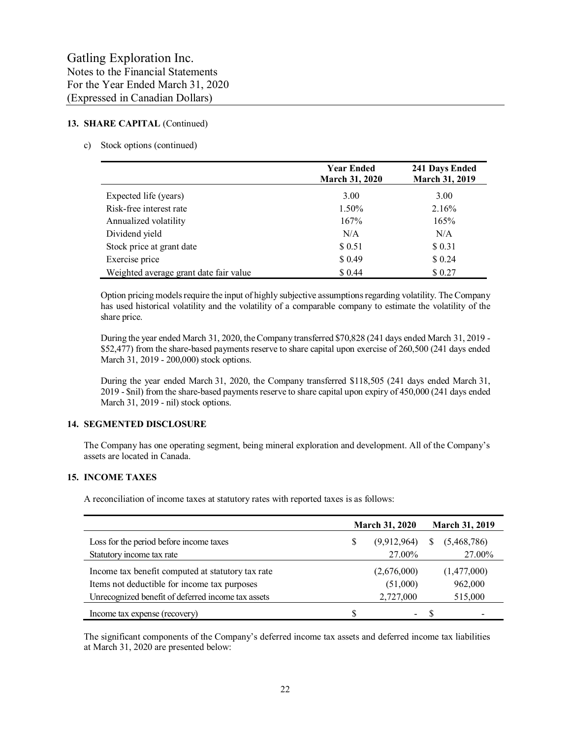## 13. SHARE CAPITAL (Continued)

c) Stock options (continued)

| | Year Ended March 31, 2020 | 241 Days Ended March 31, 2019 |
|---|---|---|
| Expected life (years) | 3.00 | 3.00 |
| Risk-free interest rate | 1.50% | 2.16% |
| Annualized volatility | 167% | 165% |
| Dividend yield | N/A | N/A |
| Stock price at grant date | $ 0.51 | $ 0.31 |
| Exercise price | $ 0.49 | $ 0.24 |
| Weighted average grant date fair value | $ 0.44 | $ 0.27 |

Option pricing models require the input of highly subjective assumptions regarding volatility. The Company has used historical volatility and the volatility of a comparable company to estimate the volatility of the share price.

During the year ended March 31, 2020, the Company transferred $70,828 (241 days ended March 31, 2019 - $52,477) from the share-based payments reserve to share capital upon exercise of 260,500 (241 days ended March 31, 2019 - 200,000) stock options.

During the year ended March 31, 2020, the Company transferred $118,505 (241 days ended March 31, 2019 - $nil) from the share-based payments reserve to share capital upon expiry of 450,000 (241 days ended March 31, 2019 - nil) stock options.

## 14. SEGMENTED DISCLOSURE

The Company has one operating segment, being mineral exploration and development. All of the Company's assets are located in Canada.

## 15. INCOME TAXES

A reconciliation of income taxes at statutory rates with reported taxes is as follows:

| | March 31, 2020 | March 31, 2019 |
|---|---|---|
| Loss for the period before income taxes | $ (9,912,964) | $ (5,468,786) |
| Statutory income tax rate | 27.00% | 27.00% |
| Income tax benefit computed at statutory tax rate | (2,676,000) | (1,477,000) |
| Items not deductible for income tax purposes | (51,000) | 962,000 |
| Unrecognized benefit of deferred income tax assets | 2,727,000 | 515,000 |
| Income tax expense (recovery) | $ - | $ - |

The significant components of the Company's deferred income tax assets and deferred income tax liabilities at March 31, 2020 are presented below: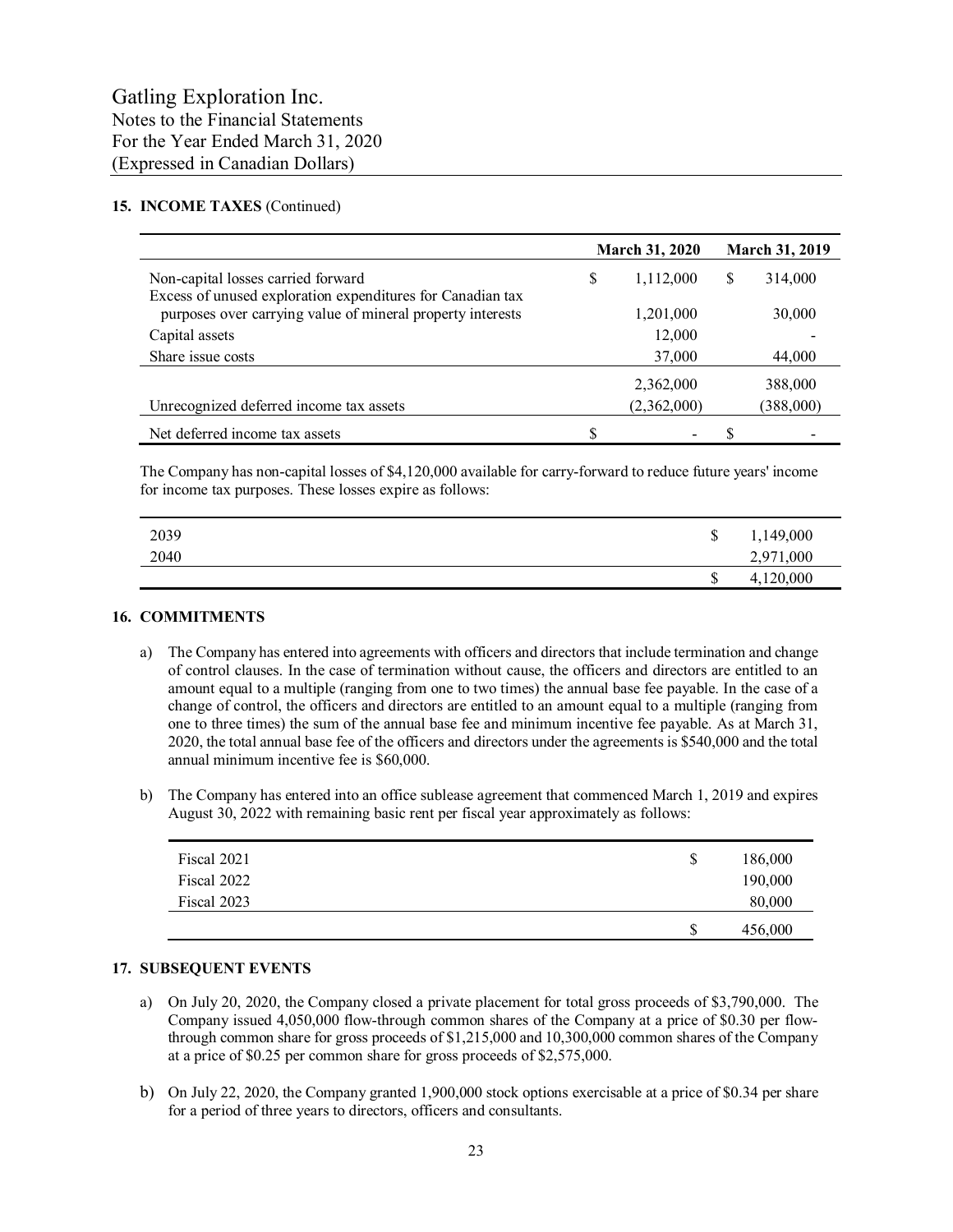## 15. INCOME TAXES (Continued)

| | March 31, 2020 | March 31, 2019 |
|---|---|---|
| Non-capital losses carried forward | $ 1,112,000 | $ 314,000 |
| Excess of unused exploration expenditures for Canadian tax purposes over carrying value of mineral property interests | 1,201,000 | 30,000 |
| Capital assets | 12,000 | - |
| Share issue costs | 37,000 | 44,000 |
| | 2,362,000 | 388,000 |
| Unrecognized deferred income tax assets | (2,362,000) | (388,000) |
| Net deferred income tax assets | $ - | $ - |

The Company has non-capital losses of $4,120,000 available for carry-forward to reduce future years' income for income tax purposes. These losses expire as follows:

| | |
|---|---|
| 2039 | $ 1,149,000 |
| 2040 | 2,971,000 |
| | $ 4,120,000 |

## 16. COMMITMENTS

a) The Company has entered into agreements with officers and directors that include termination and change of control clauses. In the case of termination without cause, the officers and directors are entitled to an amount equal to a multiple (ranging from one to two times) the annual base fee payable. In the case of a change of control, the officers and directors are entitled to an amount equal to a multiple (ranging from one to three times) the sum of the annual base fee and minimum incentive fee payable. As at March 31, 2020, the total annual base fee of the officers and directors under the agreements is $540,000 and the total annual minimum incentive fee is $60,000.

b) The Company has entered into an office sublease agreement that commenced March 1, 2019 and expires August 30, 2022 with remaining basic rent per fiscal year approximately as follows:

| | |
|---|---|
| Fiscal 2021 | $ 186,000 |
| Fiscal 2022 | 190,000 |
| Fiscal 2023 | 80,000 |
| | $ 456,000 |

## 17. SUBSEQUENT EVENTS

a) On July 20, 2020, the Company closed a private placement for total gross proceeds of $3,790,000. The Company issued 4,050,000 flow-through common shares of the Company at a price of $0.30 per flow-through common share for gross proceeds of $1,215,000 and 10,300,000 common shares of the Company at a price of $0.25 per common share for gross proceeds of $2,575,000.

b) On July 22, 2020, the Company granted 1,900,000 stock options exercisable at a price of $0.34 per share for a period of three years to directors, officers and consultants.